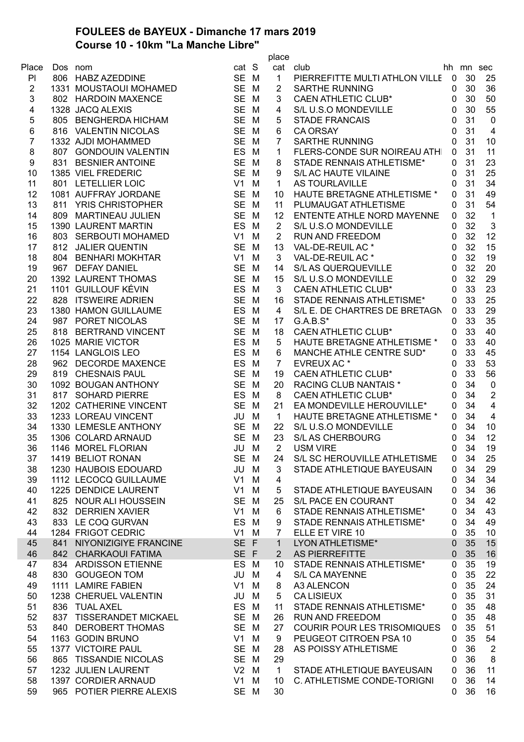**FOULEES de BAYEUX - Dimanche 17 mars 2019**

**Course 10 - 10km "La Manche Libre"**

| Place | Dos | nom | cat | S | place cat | club | hh | mn | sec |
|---|---|---|---|---|---|---|---|---|---|
| Pl | 806 | HABZ AZEDDINE | SE | M | 1 | PIERREFITTE MULTI ATHLON VILLE | 0 | 30 | 25 |
| 2 | 1331 | MOUSTAOUI MOHAMED | SE | M | 2 | SARTHE RUNNING | 0 | 30 | 36 |
| 3 | 802 | HARDOIN MAXENCE | SE | M | 3 | CAEN ATHLETIC CLUB* | 0 | 30 | 50 |
| 4 | 1328 | JACQ ALEXIS | SE | M | 4 | S/L U.S.O MONDEVILLE | 0 | 30 | 55 |
| 5 | 805 | BENGHERDA HICHAM | SE | M | 5 | STADE FRANCAIS | 0 | 31 | 0 |
| 6 | 816 | VALENTIN NICOLAS | SE | M | 6 | CA ORSAY | 0 | 31 | 4 |
| 7 | 1332 | AJDI MOHAMMED | SE | M | 7 | SARTHE RUNNING | 0 | 31 | 10 |
| 8 | 807 | GONDOUIN VALENTIN | ES | M | 1 | FLERS-CONDE SUR NOIREAU ATHI | 0 | 31 | 11 |
| 9 | 831 | BESNIER ANTOINE | SE | M | 8 | STADE RENNAIS ATHLETISME* | 0 | 31 | 23 |
| 10 | 1385 | VIEL FREDERIC | SE | M | 9 | S/L AC HAUTE VILAINE | 0 | 31 | 25 |
| 11 | 801 | LETELLIER LOIC | V1 | M | 1 | AS TOURLAVILLE | 0 | 31 | 34 |
| 12 | 1081 | AUFFRAY JORDANE | SE | M | 10 | HAUTE BRETAGNE ATHLETISME * | 0 | 31 | 49 |
| 13 | 811 | YRIS CHRISTOPHER | SE | M | 11 | PLUMAUGAT ATHLETISME | 0 | 31 | 54 |
| 14 | 809 | MARTINEAU JULIEN | SE | M | 12 | ENTENTE ATHLE NORD MAYENNE | 0 | 32 | 1 |
| 15 | 1390 | LAURENT MARTIN | ES | M | 2 | S/L U.S.O MONDEVILLE | 0 | 32 | 3 |
| 16 | 803 | SERBOUTI MOHAMED | V1 | M | 2 | RUN AND FREEDOM | 0 | 32 | 12 |
| 17 | 812 | JALIER QUENTIN | SE | M | 13 | VAL-DE-REUIL AC * | 0 | 32 | 15 |
| 18 | 804 | BENHARI MOKHTAR | V1 | M | 3 | VAL-DE-REUIL AC * | 0 | 32 | 19 |
| 19 | 967 | DEFAY DANIEL | SE | M | 14 | S/L AS QUERQUEVILLE | 0 | 32 | 20 |
| 20 | 1392 | LAURENT THOMAS | SE | M | 15 | S/L U.S.O MONDEVILLE | 0 | 32 | 29 |
| 21 | 1101 | GUILLOUF KÉVIN | ES | M | 3 | CAEN ATHLETIC CLUB* | 0 | 33 | 23 |
| 22 | 828 | ITSWEIRE ADRIEN | SE | M | 16 | STADE RENNAIS ATHLETISME* | 0 | 33 | 25 |
| 23 | 1380 | HAMON GUILLAUME | ES | M | 4 | S/L E. DE CHARTRES DE BRETAGN | 0 | 33 | 29 |
| 24 | 987 | PORET NICOLAS | SE | M | 17 | G.A.B.S* | 0 | 33 | 35 |
| 25 | 818 | BERTRAND VINCENT | SE | M | 18 | CAEN ATHLETIC CLUB* | 0 | 33 | 40 |
| 26 | 1025 | MARIE VICTOR | ES | M | 5 | HAUTE BRETAGNE ATHLETISME * | 0 | 33 | 40 |
| 27 | 1154 | LANGLOIS LEO | ES | M | 6 | MANCHE ATHLE CENTRE SUD* | 0 | 33 | 45 |
| 28 | 962 | DECORDE MAXENCE | ES | M | 7 | EVREUX AC * | 0 | 33 | 53 |
| 29 | 819 | CHESNAIS PAUL | SE | M | 19 | CAEN ATHLETIC CLUB* | 0 | 33 | 56 |
| 30 | 1092 | BOUGAN ANTHONY | SE | M | 20 | RACING CLUB NANTAIS * | 0 | 34 | 0 |
| 31 | 817 | SOHARD PIERRE | ES | M | 8 | CAEN ATHLETIC CLUB* | 0 | 34 | 2 |
| 32 | 1202 | CATHERINE VINCENT | SE | M | 21 | EA MONDEVILLE HEROUVILLE* | 0 | 34 | 4 |
| 33 | 1233 | LOREAU VINCENT | JU | M | 1 | HAUTE BRETAGNE ATHLETISME * | 0 | 34 | 4 |
| 34 | 1330 | LEMESLE ANTHONY | SE | M | 22 | S/L U.S.O MONDEVILLE | 0 | 34 | 10 |
| 35 | 1306 | COLARD ARNAUD | SE | M | 23 | S/L AS CHERBOURG | 0 | 34 | 12 |
| 36 | 1146 | MOREL FLORIAN | JU | M | 2 | USM VIRE | 0 | 34 | 19 |
| 37 | 1419 | BELIOT RONAN | SE | M | 24 | S/L SC HEROUVILLE ATHLETISME | 0 | 34 | 25 |
| 38 | 1230 | HAUBOIS EDOUARD | JU | M | 3 | STADE ATHLETIQUE BAYEUSAIN | 0 | 34 | 29 |
| 39 | 1112 | LECOCQ GUILLAUME | V1 | M | 4 | | 0 | 34 | 34 |
| 40 | 1225 | DENDICE LAURENT | V1 | M | 5 | STADE ATHLETIQUE BAYEUSAIN | 0 | 34 | 36 |
| 41 | 825 | NOUR ALI HOUSSEIN | SE | M | 25 | S/L PACE EN COURANT | 0 | 34 | 42 |
| 42 | 832 | DERRIEN XAVIER | V1 | M | 6 | STADE RENNAIS ATHLETISME* | 0 | 34 | 43 |
| 43 | 833 | LE COQ GURVAN | ES | M | 9 | STADE RENNAIS ATHLETISME* | 0 | 34 | 49 |
| 44 | 1284 | FRIGOT CEDRIC | V1 | M | 7 | ELLE ET VIRE 10 | 0 | 35 | 10 |
| 45 | 841 | NIYONIZIGIYE FRANCINE | SE | F | 1 | LYON ATHLETISME* | 0 | 35 | 15 |
| 46 | 842 | CHARKAOUI FATIMA | SE | F | 2 | AS PIERREFITTE | 0 | 35 | 16 |
| 47 | 834 | ARDISSON ETIENNE | ES | M | 10 | STADE RENNAIS ATHLETISME* | 0 | 35 | 19 |
| 48 | 830 | GOUGEON TOM | JU | M | 4 | S/L CA MAYENNE | 0 | 35 | 22 |
| 49 | 1111 | LAMIRE FABIEN | V1 | M | 8 | A3 ALENCON | 0 | 35 | 24 |
| 50 | 1238 | CHERUEL VALENTIN | JU | M | 5 | CA LISIEUX | 0 | 35 | 31 |
| 51 | 836 | TUAL AXEL | ES | M | 11 | STADE RENNAIS ATHLETISME* | 0 | 35 | 48 |
| 52 | 837 | TISSERANDET MICKAEL | SE | M | 26 | RUN AND FREEDOM | 0 | 35 | 48 |
| 53 | 840 | DEROBERT THOMAS | SE | M | 27 | COURIR POUR LES TRISOMIQUES | 0 | 35 | 51 |
| 54 | 1163 | GODIN BRUNO | V1 | M | 9 | PEUGEOT CITROEN PSA 10 | 0 | 35 | 54 |
| 55 | 1377 | VICTOIRE PAUL | SE | M | 28 | AS POISSY ATHLETISME | 0 | 36 | 2 |
| 56 | 865 | TISSANDIE NICOLAS | SE | M | 29 | | 0 | 36 | 8 |
| 57 | 1232 | JULIEN LAURENT | V2 | M | 1 | STADE ATHLETIQUE BAYEUSAIN | 0 | 36 | 11 |
| 58 | 1397 | CORDIER ARNAUD | V1 | M | 10 | C. ATHLETISME CONDE-TORIGNI | 0 | 36 | 14 |
| 59 | 965 | POTIER PIERRE ALEXIS | SE | M | 30 | | 0 | 36 | 16 |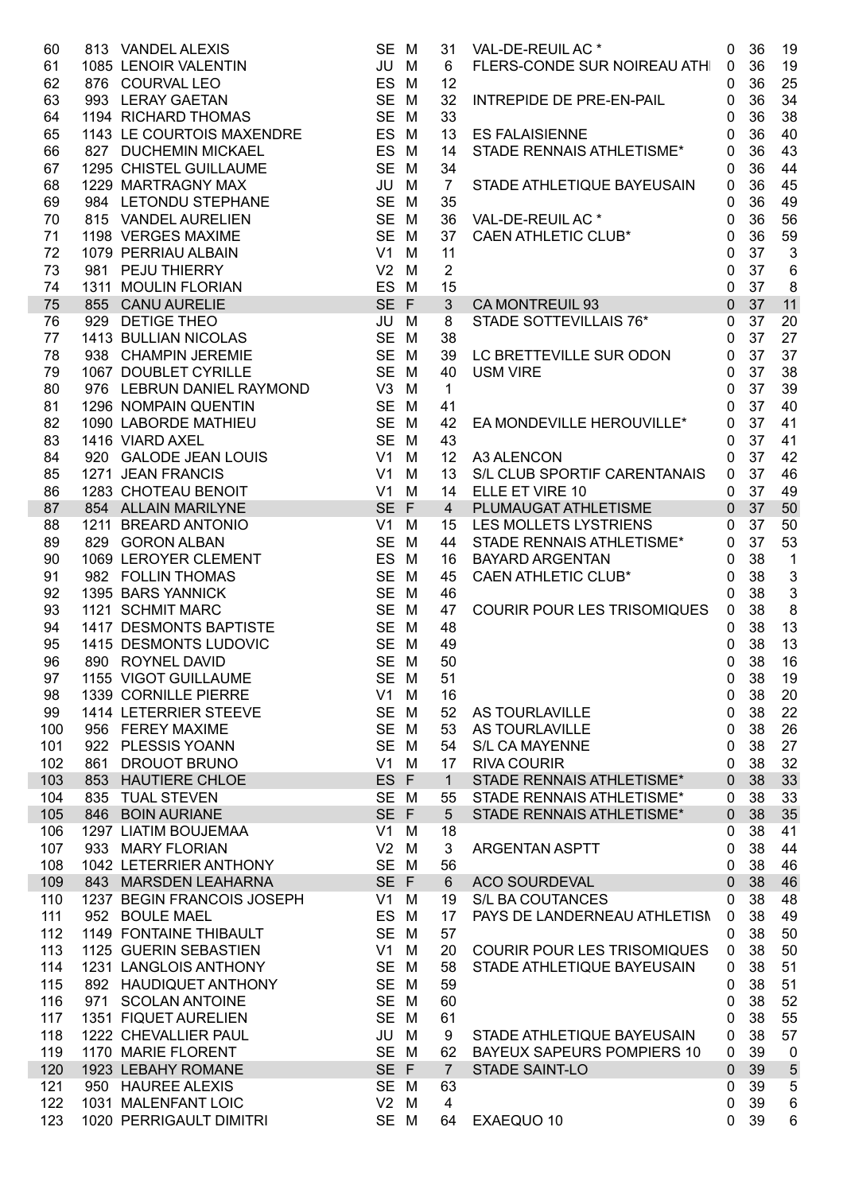| | | | | | | | | | |
|---|---|---|---|---|---|---|---|---|---|
| 60 | 813 | VANDEL ALEXIS | SE | M | 31 | VAL-DE-REUIL AC * | 0 | 36 | 19 |
| 61 | 1085 | LENOIR VALENTIN | JU | M | 6 | FLERS-CONDE SUR NOIREAU ATHI | 0 | 36 | 19 |
| 62 | 876 | COURVAL LEO | ES | M | 12 | | 0 | 36 | 25 |
| 63 | 993 | LERAY GAETAN | SE | M | 32 | INTREPIDE DE PRE-EN-PAIL | 0 | 36 | 34 |
| 64 | 1194 | RICHARD THOMAS | SE | M | 33 | | 0 | 36 | 38 |
| 65 | 1143 | LE COURTOIS MAXENDRE | ES | M | 13 | ES FALAISIENNE | 0 | 36 | 40 |
| 66 | 827 | DUCHEMIN MICKAEL | ES | M | 14 | STADE RENNAIS ATHLETISME* | 0 | 36 | 43 |
| 67 | 1295 | CHISTEL GUILLAUME | SE | M | 34 | | 0 | 36 | 44 |
| 68 | 1229 | MARTRAGNY MAX | JU | M | 7 | STADE ATHLETIQUE BAYEUSAIN | 0 | 36 | 45 |
| 69 | 984 | LETONDU STEPHANE | SE | M | 35 | | 0 | 36 | 49 |
| 70 | 815 | VANDEL AURELIEN | SE | M | 36 | VAL-DE-REUIL AC * | 0 | 36 | 56 |
| 71 | 1198 | VERGES MAXIME | SE | M | 37 | CAEN ATHLETIC CLUB* | 0 | 36 | 59 |
| 72 | 1079 | PERRIAU ALBAIN | V1 | M | 11 | | 0 | 37 | 3 |
| 73 | 981 | PEJU THIERRY | V2 | M | 2 | | 0 | 37 | 6 |
| 74 | 1311 | MOULIN FLORIAN | ES | M | 15 | | 0 | 37 | 8 |
| 75 | 855 | CANU AURELIE | SE | F | 3 | CA MONTREUIL 93 | 0 | 37 | 11 |
| 76 | 929 | DETIGE THEO | JU | M | 8 | STADE SOTTEVILLAIS 76* | 0 | 37 | 20 |
| 77 | 1413 | BULLIAN NICOLAS | SE | M | 38 | | 0 | 37 | 27 |
| 78 | 938 | CHAMPIN JEREMIE | SE | M | 39 | LC BRETTEVILLE SUR ODON | 0 | 37 | 37 |
| 79 | 1067 | DOUBLET CYRILLE | SE | M | 40 | USM VIRE | 0 | 37 | 38 |
| 80 | 976 | LEBRUN DANIEL RAYMOND | V3 | M | 1 | | 0 | 37 | 39 |
| 81 | 1296 | NOMPAIN QUENTIN | SE | M | 41 | | 0 | 37 | 40 |
| 82 | 1090 | LABORDE MATHIEU | SE | M | 42 | EA MONDEVILLE HEROUVILLE* | 0 | 37 | 41 |
| 83 | 1416 | VIARD AXEL | SE | M | 43 | | 0 | 37 | 41 |
| 84 | 920 | GALODE JEAN LOUIS | V1 | M | 12 | A3 ALENCON | 0 | 37 | 42 |
| 85 | 1271 | JEAN FRANCIS | V1 | M | 13 | S/L CLUB SPORTIF CARENTANAIS | 0 | 37 | 46 |
| 86 | 1283 | CHOTEAU BENOIT | V1 | M | 14 | ELLE ET VIRE 10 | 0 | 37 | 49 |
| 87 | 854 | ALLAIN MARILYNE | SE | F | 4 | PLUMAUGAT ATHLETISME | 0 | 37 | 50 |
| 88 | 1211 | BREARD ANTONIO | V1 | M | 15 | LES MOLLETS LYSTRIENS | 0 | 37 | 50 |
| 89 | 829 | GORON ALBAN | SE | M | 44 | STADE RENNAIS ATHLETISME* | 0 | 37 | 53 |
| 90 | 1069 | LEROYER CLEMENT | ES | M | 16 | BAYARD ARGENTAN | 0 | 38 | 1 |
| 91 | 982 | FOLLIN THOMAS | SE | M | 45 | CAEN ATHLETIC CLUB* | 0 | 38 | 3 |
| 92 | 1395 | BARS YANNICK | SE | M | 46 | | 0 | 38 | 3 |
| 93 | 1121 | SCHMIT MARC | SE | M | 47 | COURIR POUR LES TRISOMIQUES | 0 | 38 | 8 |
| 94 | 1417 | DESMONTS BAPTISTE | SE | M | 48 | | 0 | 38 | 13 |
| 95 | 1415 | DESMONTS LUDOVIC | SE | M | 49 | | 0 | 38 | 13 |
| 96 | 890 | ROYNEL DAVID | SE | M | 50 | | 0 | 38 | 16 |
| 97 | 1155 | VIGOT GUILLAUME | SE | M | 51 | | 0 | 38 | 19 |
| 98 | 1339 | CORNILLE PIERRE | V1 | M | 16 | | 0 | 38 | 20 |
| 99 | 1414 | LETERRIER STEEVE | SE | M | 52 | AS TOURLAVILLE | 0 | 38 | 22 |
| 100 | 956 | FEREY MAXIME | SE | M | 53 | AS TOURLAVILLE | 0 | 38 | 26 |
| 101 | 922 | PLESSIS YOANN | SE | M | 54 | S/L CA MAYENNE | 0 | 38 | 27 |
| 102 | 861 | DROUOT BRUNO | V1 | M | 17 | RIVA COURIR | 0 | 38 | 32 |
| 103 | 853 | HAUTIERE CHLOE | ES | F | 1 | STADE RENNAIS ATHLETISME* | 0 | 38 | 33 |
| 104 | 835 | TUAL STEVEN | SE | M | 55 | STADE RENNAIS ATHLETISME* | 0 | 38 | 33 |
| 105 | 846 | BOIN AURIANE | SE | F | 5 | STADE RENNAIS ATHLETISME* | 0 | 38 | 35 |
| 106 | 1297 | LIATIM BOUJEMAA | V1 | M | 18 | | 0 | 38 | 41 |
| 107 | 933 | MARY FLORIAN | V2 | M | 3 | ARGENTAN ASPTT | 0 | 38 | 44 |
| 108 | 1042 | LETERRIER ANTHONY | SE | M | 56 | | 0 | 38 | 46 |
| 109 | 843 | MARSDEN LEAHARNA | SE | F | 6 | ACO SOURDEVAL | 0 | 38 | 46 |
| 110 | 1237 | BEGIN FRANCOIS JOSEPH | V1 | M | 19 | S/L BA COUTANCES | 0 | 38 | 48 |
| 111 | 952 | BOULE MAEL | ES | M | 17 | PAYS DE LANDERNEAU ATHLETISM | 0 | 38 | 49 |
| 112 | 1149 | FONTAINE THIBAULT | SE | M | 57 | | 0 | 38 | 50 |
| 113 | 1125 | GUERIN SEBASTIEN | V1 | M | 20 | COURIR POUR LES TRISOMIQUES | 0 | 38 | 50 |
| 114 | 1231 | LANGLOIS ANTHONY | SE | M | 58 | STADE ATHLETIQUE BAYEUSAIN | 0 | 38 | 51 |
| 115 | 892 | HAUDIQUET ANTHONY | SE | M | 59 | | 0 | 38 | 51 |
| 116 | 971 | SCOLAN ANTOINE | SE | M | 60 | | 0 | 38 | 52 |
| 117 | 1351 | FIQUET AURELIEN | SE | M | 61 | | 0 | 38 | 55 |
| 118 | 1222 | CHEVALLIER PAUL | JU | M | 9 | STADE ATHLETIQUE BAYEUSAIN | 0 | 38 | 57 |
| 119 | 1170 | MARIE FLORENT | SE | M | 62 | BAYEUX SAPEURS POMPIERS 10 | 0 | 39 | 0 |
| 120 | 1923 | LEBAHY ROMANE | SE | F | 7 | STADE SAINT-LO | 0 | 39 | 5 |
| 121 | 950 | HAUREE ALEXIS | SE | M | 63 | | 0 | 39 | 5 |
| 122 | 1031 | MALENFANT LOIC | V2 | M | 4 | | 0 | 39 | 6 |
| 123 | 1020 | PERRIGAULT DIMITRI | SE | M | 64 | EXAEQUO 10 | 0 | 39 | 6 |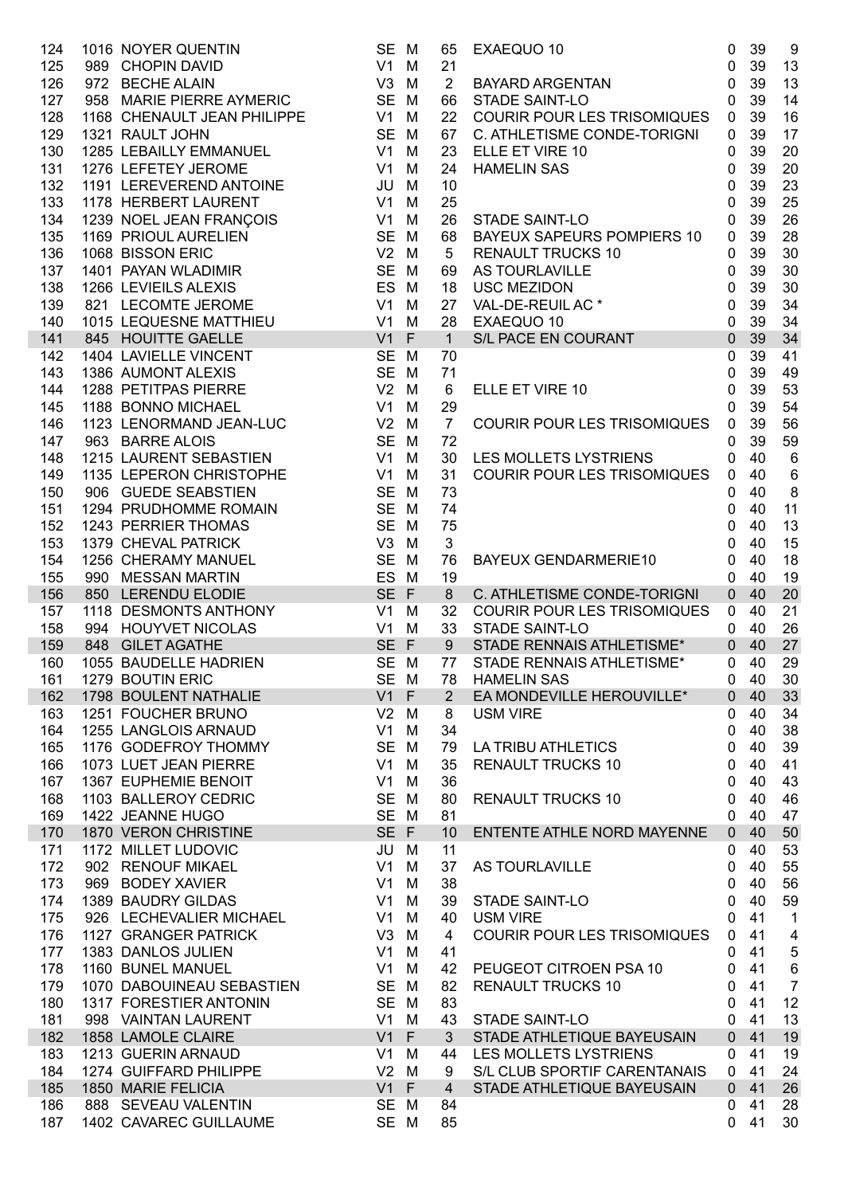| | | | | | | | | | |
|---|---|---|---|---|---|---|---|---|---|
| 124 | 1016 | NOYER QUENTIN | SE | M | 65 | EXAEQUO 10 | 0 | 39 | 9 |
| 125 | 989 | CHOPIN DAVID | V1 | M | 21 | | 0 | 39 | 13 |
| 126 | 972 | BECHE ALAIN | V3 | M | 2 | BAYARD ARGENTAN | 0 | 39 | 13 |
| 127 | 958 | MARIE PIERRE AYMERIC | SE | M | 66 | STADE SAINT-LO | 0 | 39 | 14 |
| 128 | 1168 | CHENAULT JEAN PHILIPPE | V1 | M | 22 | COURIR POUR LES TRISOMIQUES | 0 | 39 | 16 |
| 129 | 1321 | RAULT JOHN | SE | M | 67 | C. ATHLETISME CONDE-TORIGNI | 0 | 39 | 17 |
| 130 | 1285 | LEBAILLY EMMANUEL | V1 | M | 23 | ELLE ET VIRE 10 | 0 | 39 | 20 |
| 131 | 1276 | LEFETEY JEROME | V1 | M | 24 | HAMELIN SAS | 0 | 39 | 20 |
| 132 | 1191 | LEREVEREND ANTOINE | JU | M | 10 | | 0 | 39 | 23 |
| 133 | 1178 | HERBERT LAURENT | V1 | M | 25 | | 0 | 39 | 25 |
| 134 | 1239 | NOEL JEAN FRANÇOIS | V1 | M | 26 | STADE SAINT-LO | 0 | 39 | 26 |
| 135 | 1169 | PRIOUL AURELIEN | SE | M | 68 | BAYEUX SAPEURS POMPIERS 10 | 0 | 39 | 28 |
| 136 | 1068 | BISSON ERIC | V2 | M | 5 | RENAULT TRUCKS 10 | 0 | 39 | 30 |
| 137 | 1401 | PAYAN WLADIMIR | SE | M | 69 | AS TOURLAVILLE | 0 | 39 | 30 |
| 138 | 1266 | LEVIEILS ALEXIS | ES | M | 18 | USC MEZIDON | 0 | 39 | 30 |
| 139 | 821 | LECOMTE JEROME | V1 | M | 27 | VAL-DE-REUIL AC * | 0 | 39 | 34 |
| 140 | 1015 | LEQUESNE MATTHIEU | V1 | M | 28 | EXAEQUO 10 | 0 | 39 | 34 |
| 141 | 845 | HOUITTE GAELLE | V1 | F | 1 | S/L PACE EN COURANT | 0 | 39 | 34 |
| 142 | 1404 | LAVIELLE VINCENT | SE | M | 70 | | 0 | 39 | 41 |
| 143 | 1386 | AUMONT ALEXIS | SE | M | 71 | | 0 | 39 | 49 |
| 144 | 1288 | PETITPAS PIERRE | V2 | M | 6 | ELLE ET VIRE 10 | 0 | 39 | 53 |
| 145 | 1188 | BONNO MICHAEL | V1 | M | 29 | | 0 | 39 | 54 |
| 146 | 1123 | LENORMAND JEAN-LUC | V2 | M | 7 | COURIR POUR LES TRISOMIQUES | 0 | 39 | 56 |
| 147 | 963 | BARRE ALOIS | SE | M | 72 | | 0 | 39 | 59 |
| 148 | 1215 | LAURENT SEBASTIEN | V1 | M | 30 | LES MOLLETS LYSTRIENS | 0 | 40 | 6 |
| 149 | 1135 | LEPERON CHRISTOPHE | V1 | M | 31 | COURIR POUR LES TRISOMIQUES | 0 | 40 | 6 |
| 150 | 906 | GUEDE SEABSTIEN | SE | M | 73 | | 0 | 40 | 8 |
| 151 | 1294 | PRUDHOMME ROMAIN | SE | M | 74 | | 0 | 40 | 11 |
| 152 | 1243 | PERRIER THOMAS | SE | M | 75 | | 0 | 40 | 13 |
| 153 | 1379 | CHEVAL PATRICK | V3 | M | 3 | | 0 | 40 | 15 |
| 154 | 1256 | CHERAMY MANUEL | SE | M | 76 | BAYEUX GENDARMERIE10 | 0 | 40 | 18 |
| 155 | 990 | MESSAN MARTIN | ES | M | 19 | | 0 | 40 | 19 |
| 156 | 850 | LERENDU ELODIE | SE | F | 8 | C. ATHLETISME CONDE-TORIGNI | 0 | 40 | 20 |
| 157 | 1118 | DESMONTS ANTHONY | V1 | M | 32 | COURIR POUR LES TRISOMIQUES | 0 | 40 | 21 |
| 158 | 994 | HOUYVET NICOLAS | V1 | M | 33 | STADE SAINT-LO | 0 | 40 | 26 |
| 159 | 848 | GILET AGATHE | SE | F | 9 | STADE RENNAIS ATHLETISME* | 0 | 40 | 27 |
| 160 | 1055 | BAUDELLE HADRIEN | SE | M | 77 | STADE RENNAIS ATHLETISME* | 0 | 40 | 29 |
| 161 | 1279 | BOUTIN ERIC | SE | M | 78 | HAMELIN SAS | 0 | 40 | 30 |
| 162 | 1798 | BOULENT NATHALIE | V1 | F | 2 | EA MONDEVILLE HEROUVILLE* | 0 | 40 | 33 |
| 163 | 1251 | FOUCHER BRUNO | V2 | M | 8 | USM VIRE | 0 | 40 | 34 |
| 164 | 1255 | LANGLOIS ARNAUD | V1 | M | 34 | | 0 | 40 | 38 |
| 165 | 1176 | GODEFROY THOMMY | SE | M | 79 | LA TRIBU ATHLETICS | 0 | 40 | 39 |
| 166 | 1073 | LUET JEAN PIERRE | V1 | M | 35 | RENAULT TRUCKS 10 | 0 | 40 | 41 |
| 167 | 1367 | EUPHEMIE BENOIT | V1 | M | 36 | | 0 | 40 | 43 |
| 168 | 1103 | BALLEROY CEDRIC | SE | M | 80 | RENAULT TRUCKS 10 | 0 | 40 | 46 |
| 169 | 1422 | JEANNE HUGO | SE | M | 81 | | 0 | 40 | 47 |
| 170 | 1870 | VERON CHRISTINE | SE | F | 10 | ENTENTE ATHLE NORD MAYENNE | 0 | 40 | 50 |
| 171 | 1172 | MILLET LUDOVIC | JU | M | 11 | | 0 | 40 | 53 |
| 172 | 902 | RENOUF MIKAEL | V1 | M | 37 | AS TOURLAVILLE | 0 | 40 | 55 |
| 173 | 969 | BODEY XAVIER | V1 | M | 38 | | 0 | 40 | 56 |
| 174 | 1389 | BAUDRY GILDAS | V1 | M | 39 | STADE SAINT-LO | 0 | 40 | 59 |
| 175 | 926 | LECHEVALIER MICHAEL | V1 | M | 40 | USM VIRE | 0 | 41 | 1 |
| 176 | 1127 | GRANGER PATRICK | V3 | M | 4 | COURIR POUR LES TRISOMIQUES | 0 | 41 | 4 |
| 177 | 1383 | DANLOS JULIEN | V1 | M | 41 | | 0 | 41 | 5 |
| 178 | 1160 | BUNEL MANUEL | V1 | M | 42 | PEUGEOT CITROEN PSA 10 | 0 | 41 | 6 |
| 179 | 1070 | DABOUINEAU SEBASTIEN | SE | M | 82 | RENAULT TRUCKS 10 | 0 | 41 | 7 |
| 180 | 1317 | FORESTIER ANTONIN | SE | M | 83 | | 0 | 41 | 12 |
| 181 | 998 | VAINTAN LAURENT | V1 | M | 43 | STADE SAINT-LO | 0 | 41 | 13 |
| 182 | 1858 | LAMOLE CLAIRE | V1 | F | 3 | STADE ATHLETIQUE BAYEUSAIN | 0 | 41 | 19 |
| 183 | 1213 | GUERIN ARNAUD | V1 | M | 44 | LES MOLLETS LYSTRIENS | 0 | 41 | 19 |
| 184 | 1274 | GUIFFARD PHILIPPE | V2 | M | 9 | S/L CLUB SPORTIF CARENTANAIS | 0 | 41 | 24 |
| 185 | 1850 | MARIE FELICIA | V1 | F | 4 | STADE ATHLETIQUE BAYEUSAIN | 0 | 41 | 26 |
| 186 | 888 | SEVEAU VALENTIN | SE | M | 84 | | 0 | 41 | 28 |
| 187 | 1402 | CAVAREC GUILLAUME | SE | M | 85 | | 0 | 41 | 30 |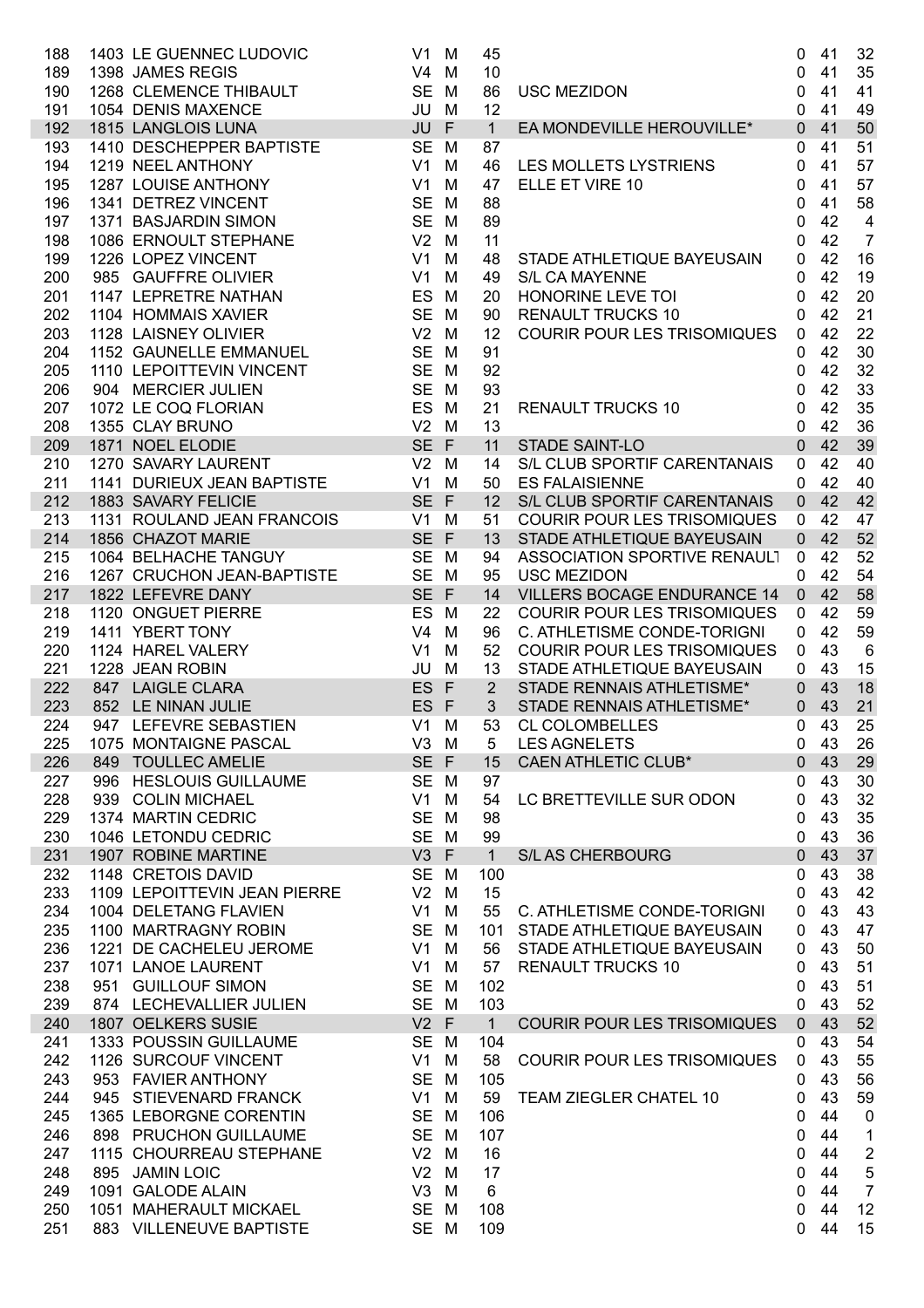| | | | | | | | | | |
|---|---|---|---|---|---|---|---|---|---|
| 188 | 1403 | LE GUENNEC LUDOVIC | V1 | M | 45 | | 0 | 41 | 32 |
| 189 | 1398 | JAMES REGIS | V4 | M | 10 | | 0 | 41 | 35 |
| 190 | 1268 | CLEMENCE THIBAULT | SE | M | 86 | USC MEZIDON | 0 | 41 | 41 |
| 191 | 1054 | DENIS MAXENCE | JU | M | 12 | | 0 | 41 | 49 |
| 192 | 1815 | LANGLOIS LUNA | JU | F | 1 | EA MONDEVILLE HEROUVILLE* | 0 | 41 | 50 |
| 193 | 1410 | DESCHEPPER BAPTISTE | SE | M | 87 | | 0 | 41 | 51 |
| 194 | 1219 | NEEL ANTHONY | V1 | M | 46 | LES MOLLETS LYSTRIENS | 0 | 41 | 57 |
| 195 | 1287 | LOUISE ANTHONY | V1 | M | 47 | ELLE ET VIRE 10 | 0 | 41 | 57 |
| 196 | 1341 | DETREZ VINCENT | SE | M | 88 | | 0 | 41 | 58 |
| 197 | 1371 | BASJARDIN SIMON | SE | M | 89 | | 0 | 42 | 4 |
| 198 | 1086 | ERNOULT STEPHANE | V2 | M | 11 | | 0 | 42 | 7 |
| 199 | 1226 | LOPEZ VINCENT | V1 | M | 48 | STADE ATHLETIQUE BAYEUSAIN | 0 | 42 | 16 |
| 200 | 985 | GAUFFRE OLIVIER | V1 | M | 49 | S/L CA MAYENNE | 0 | 42 | 19 |
| 201 | 1147 | LEPRETRE NATHAN | ES | M | 20 | HONORINE LEVE TOI | 0 | 42 | 20 |
| 202 | 1104 | HOMMAIS XAVIER | SE | M | 90 | RENAULT TRUCKS 10 | 0 | 42 | 21 |
| 203 | 1128 | LAISNEY OLIVIER | V2 | M | 12 | COURIR POUR LES TRISOMIQUES | 0 | 42 | 22 |
| 204 | 1152 | GAUNELLE EMMANUEL | SE | M | 91 | | 0 | 42 | 30 |
| 205 | 1110 | LEPOITTEVIN VINCENT | SE | M | 92 | | 0 | 42 | 32 |
| 206 | 904 | MERCIER JULIEN | SE | M | 93 | | 0 | 42 | 33 |
| 207 | 1072 | LE COQ FLORIAN | ES | M | 21 | RENAULT TRUCKS 10 | 0 | 42 | 35 |
| 208 | 1355 | CLAY BRUNO | V2 | M | 13 | | 0 | 42 | 36 |
| 209 | 1871 | NOEL ELODIE | SE | F | 11 | STADE SAINT-LO | 0 | 42 | 39 |
| 210 | 1270 | SAVARY LAURENT | V2 | M | 14 | S/L CLUB SPORTIF CARENTANAIS | 0 | 42 | 40 |
| 211 | 1141 | DURIEUX JEAN BAPTISTE | V1 | M | 50 | ES FALAISIENNE | 0 | 42 | 40 |
| 212 | 1883 | SAVARY FELICIE | SE | F | 12 | S/L CLUB SPORTIF CARENTANAIS | 0 | 42 | 42 |
| 213 | 1131 | ROULAND JEAN FRANCOIS | V1 | M | 51 | COURIR POUR LES TRISOMIQUES | 0 | 42 | 47 |
| 214 | 1856 | CHAZOT MARIE | SE | F | 13 | STADE ATHLETIQUE BAYEUSAIN | 0 | 42 | 52 |
| 215 | 1064 | BELHACHE TANGUY | SE | M | 94 | ASSOCIATION SPORTIVE RENAULT | 0 | 42 | 52 |
| 216 | 1267 | CRUCHON JEAN-BAPTISTE | SE | M | 95 | USC MEZIDON | 0 | 42 | 54 |
| 217 | 1822 | LEFEVRE DANY | SE | F | 14 | VILLERS BOCAGE ENDURANCE 14 | 0 | 42 | 58 |
| 218 | 1120 | ONGUET PIERRE | ES | M | 22 | COURIR POUR LES TRISOMIQUES | 0 | 42 | 59 |
| 219 | 1411 | YBERT TONY | V4 | M | 96 | C. ATHLETISME CONDE-TORIGNI | 0 | 42 | 59 |
| 220 | 1124 | HAREL VALERY | V1 | M | 52 | COURIR POUR LES TRISOMIQUES | 0 | 43 | 6 |
| 221 | 1228 | JEAN ROBIN | JU | M | 13 | STADE ATHLETIQUE BAYEUSAIN | 0 | 43 | 15 |
| 222 | 847 | LAIGLE CLARA | ES | F | 2 | STADE RENNAIS ATHLETISME* | 0 | 43 | 18 |
| 223 | 852 | LE NINAN JULIE | ES | F | 3 | STADE RENNAIS ATHLETISME* | 0 | 43 | 21 |
| 224 | 947 | LEFEVRE SEBASTIEN | V1 | M | 53 | CL COLOMBELLES | 0 | 43 | 25 |
| 225 | 1075 | MONTAIGNE PASCAL | V3 | M | 5 | LES AGNELETS | 0 | 43 | 26 |
| 226 | 849 | TOULLEC AMELIE | SE | F | 15 | CAEN ATHLETIC CLUB* | 0 | 43 | 29 |
| 227 | 996 | HESLOUIS GUILLAUME | SE | M | 97 | | 0 | 43 | 30 |
| 228 | 939 | COLIN MICHAEL | V1 | M | 54 | LC BRETTEVILLE SUR ODON | 0 | 43 | 32 |
| 229 | 1374 | MARTIN CEDRIC | SE | M | 98 | | 0 | 43 | 35 |
| 230 | 1046 | LETONDU CEDRIC | SE | M | 99 | | 0 | 43 | 36 |
| 231 | 1907 | ROBINE MARTINE | V3 | F | 1 | S/L AS CHERBOURG | 0 | 43 | 37 |
| 232 | 1148 | CRETOIS DAVID | SE | M | 100 | | 0 | 43 | 38 |
| 233 | 1109 | LEPOITTEVIN JEAN PIERRE | V2 | M | 15 | | 0 | 43 | 42 |
| 234 | 1004 | DELETANG FLAVIEN | V1 | M | 55 | C. ATHLETISME CONDE-TORIGNI | 0 | 43 | 43 |
| 235 | 1100 | MARTRAGNY ROBIN | SE | M | 101 | STADE ATHLETIQUE BAYEUSAIN | 0 | 43 | 47 |
| 236 | 1221 | DE CACHELEU JEROME | V1 | M | 56 | STADE ATHLETIQUE BAYEUSAIN | 0 | 43 | 50 |
| 237 | 1071 | LANOE LAURENT | V1 | M | 57 | RENAULT TRUCKS 10 | 0 | 43 | 51 |
| 238 | 951 | GUILLOUF SIMON | SE | M | 102 | | 0 | 43 | 51 |
| 239 | 874 | LECHEVALLIER JULIEN | SE | M | 103 | | 0 | 43 | 52 |
| 240 | 1807 | OELKERS SUSIE | V2 | F | 1 | COURIR POUR LES TRISOMIQUES | 0 | 43 | 52 |
| 241 | 1333 | POUSSIN GUILLAUME | SE | M | 104 | | 0 | 43 | 54 |
| 242 | 1126 | SURCOUF VINCENT | V1 | M | 58 | COURIR POUR LES TRISOMIQUES | 0 | 43 | 55 |
| 243 | 953 | FAVIER ANTHONY | SE | M | 105 | | 0 | 43 | 56 |
| 244 | 945 | STIEVENARD FRANCK | V1 | M | 59 | TEAM ZIEGLER CHATEL 10 | 0 | 43 | 59 |
| 245 | 1365 | LEBORGNE CORENTIN | SE | M | 106 | | 0 | 44 | 0 |
| 246 | 898 | PRUCHON GUILLAUME | SE | M | 107 | | 0 | 44 | 1 |
| 247 | 1115 | CHOURREAU STEPHANE | V2 | M | 16 | | 0 | 44 | 2 |
| 248 | 895 | JAMIN LOIC | V2 | M | 17 | | 0 | 44 | 5 |
| 249 | 1091 | GALODE ALAIN | V3 | M | 6 | | 0 | 44 | 7 |
| 250 | 1051 | MAHERAULT MICKAEL | SE | M | 108 | | 0 | 44 | 12 |
| 251 | 883 | VILLENEUVE BAPTISTE | SE | M | 109 | | 0 | 44 | 15 |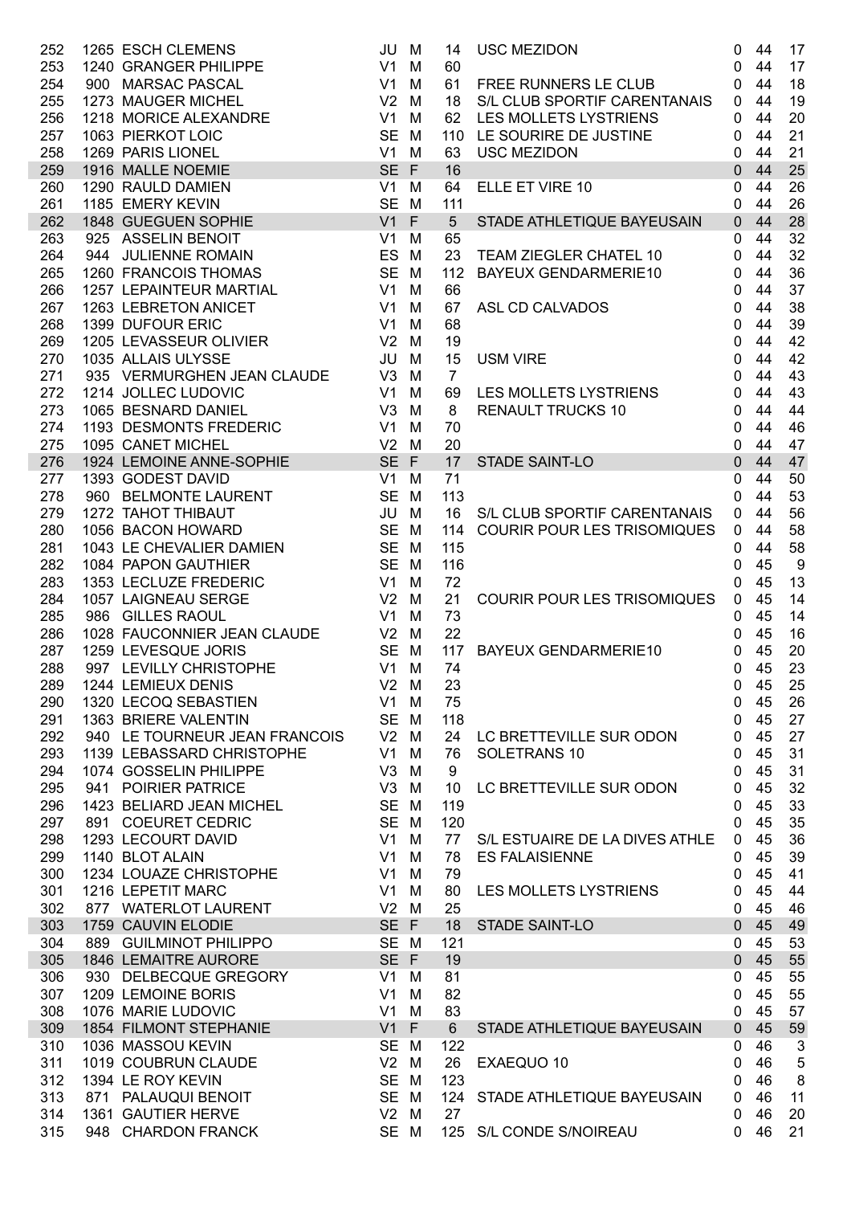| | | | | | | | | | |
|---|---|---|---|---|---|---|---|---|---|
| 252 | 1265 | ESCH CLEMENS | JU | M | 14 | USC MEZIDON | 0 | 44 | 17 |
| 253 | 1240 | GRANGER PHILIPPE | V1 | M | 60 | | 0 | 44 | 17 |
| 254 | 900 | MARSAC PASCAL | V1 | M | 61 | FREE RUNNERS LE CLUB | 0 | 44 | 18 |
| 255 | 1273 | MAUGER MICHEL | V2 | M | 18 | S/L CLUB SPORTIF CARENTANAIS | 0 | 44 | 19 |
| 256 | 1218 | MORICE ALEXANDRE | V1 | M | 62 | LES MOLLETS LYSTRIENS | 0 | 44 | 20 |
| 257 | 1063 | PIERKOT LOIC | SE | M | 110 | LE SOURIRE DE JUSTINE | 0 | 44 | 21 |
| 258 | 1269 | PARIS LIONEL | V1 | M | 63 | USC MEZIDON | 0 | 44 | 21 |
| 259 | 1916 | MALLE NOEMIE | SE | F | 16 | | 0 | 44 | 25 |
| 260 | 1290 | RAULD DAMIEN | V1 | M | 64 | ELLE ET VIRE 10 | 0 | 44 | 26 |
| 261 | 1185 | EMERY KEVIN | SE | M | 111 | | 0 | 44 | 26 |
| 262 | 1848 | GUEGUEN SOPHIE | V1 | F | 5 | STADE ATHLETIQUE BAYEUSAIN | 0 | 44 | 28 |
| 263 | 925 | ASSELIN BENOIT | V1 | M | 65 | | 0 | 44 | 32 |
| 264 | 944 | JULIENNE ROMAIN | ES | M | 23 | TEAM ZIEGLER CHATEL 10 | 0 | 44 | 32 |
| 265 | 1260 | FRANCOIS THOMAS | SE | M | 112 | BAYEUX GENDARMERIE10 | 0 | 44 | 36 |
| 266 | 1257 | LEPAINTEUR MARTIAL | V1 | M | 66 | | 0 | 44 | 37 |
| 267 | 1263 | LEBRETON ANICET | V1 | M | 67 | ASL CD CALVADOS | 0 | 44 | 38 |
| 268 | 1399 | DUFOUR ERIC | V1 | M | 68 | | 0 | 44 | 39 |
| 269 | 1205 | LEVASSEUR OLIVIER | V2 | M | 19 | | 0 | 44 | 42 |
| 270 | 1035 | ALLAIS ULYSSE | JU | M | 15 | USM VIRE | 0 | 44 | 42 |
| 271 | 935 | VERMURGHEN JEAN CLAUDE | V3 | M | 7 | | 0 | 44 | 43 |
| 272 | 1214 | JOLLEC LUDOVIC | V1 | M | 69 | LES MOLLETS LYSTRIENS | 0 | 44 | 43 |
| 273 | 1065 | BESNARD DANIEL | V3 | M | 8 | RENAULT TRUCKS 10 | 0 | 44 | 44 |
| 274 | 1193 | DESMONTS FREDERIC | V1 | M | 70 | | 0 | 44 | 46 |
| 275 | 1095 | CANET MICHEL | V2 | M | 20 | | 0 | 44 | 47 |
| 276 | 1924 | LEMOINE ANNE-SOPHIE | SE | F | 17 | STADE SAINT-LO | 0 | 44 | 47 |
| 277 | 1393 | GODEST DAVID | V1 | M | 71 | | 0 | 44 | 50 |
| 278 | 960 | BELMONTE LAURENT | SE | M | 113 | | 0 | 44 | 53 |
| 279 | 1272 | TAHOT THIBAUT | JU | M | 16 | S/L CLUB SPORTIF CARENTANAIS | 0 | 44 | 56 |
| 280 | 1056 | BACON HOWARD | SE | M | 114 | COURIR POUR LES TRISOMIQUES | 0 | 44 | 58 |
| 281 | 1043 | LE CHEVALIER DAMIEN | SE | M | 115 | | 0 | 44 | 58 |
| 282 | 1084 | PAPON GAUTHIER | SE | M | 116 | | 0 | 45 | 9 |
| 283 | 1353 | LECLUZE FREDERIC | V1 | M | 72 | | 0 | 45 | 13 |
| 284 | 1057 | LAIGNEAU SERGE | V2 | M | 21 | COURIR POUR LES TRISOMIQUES | 0 | 45 | 14 |
| 285 | 986 | GILLES RAOUL | V1 | M | 73 | | 0 | 45 | 14 |
| 286 | 1028 | FAUCONNIER JEAN CLAUDE | V2 | M | 22 | | 0 | 45 | 16 |
| 287 | 1259 | LEVESQUE JORIS | SE | M | 117 | BAYEUX GENDARMERIE10 | 0 | 45 | 20 |
| 288 | 997 | LEVILLY CHRISTOPHE | V1 | M | 74 | | 0 | 45 | 23 |
| 289 | 1244 | LEMIEUX DENIS | V2 | M | 23 | | 0 | 45 | 25 |
| 290 | 1320 | LECOQ SEBASTIEN | V1 | M | 75 | | 0 | 45 | 26 |
| 291 | 1363 | BRIERE VALENTIN | SE | M | 118 | | 0 | 45 | 27 |
| 292 | 940 | LE TOURNEUR JEAN FRANCOIS | V2 | M | 24 | LC BRETTEVILLE SUR ODON | 0 | 45 | 27 |
| 293 | 1139 | LEBASSARD CHRISTOPHE | V1 | M | 76 | SOLETRANS 10 | 0 | 45 | 31 |
| 294 | 1074 | GOSSELIN PHILIPPE | V3 | M | 9 | | 0 | 45 | 31 |
| 295 | 941 | POIRIER PATRICE | V3 | M | 10 | LC BRETTEVILLE SUR ODON | 0 | 45 | 32 |
| 296 | 1423 | BELIARD JEAN MICHEL | SE | M | 119 | | 0 | 45 | 33 |
| 297 | 891 | COEURET CEDRIC | SE | M | 120 | | 0 | 45 | 35 |
| 298 | 1293 | LECOURT DAVID | V1 | M | 77 | S/L ESTUAIRE DE LA DIVES ATHLE | 0 | 45 | 36 |
| 299 | 1140 | BLOT ALAIN | V1 | M | 78 | ES FALAISIENNE | 0 | 45 | 39 |
| 300 | 1234 | LOUAZE CHRISTOPHE | V1 | M | 79 | | 0 | 45 | 41 |
| 301 | 1216 | LEPETIT MARC | V1 | M | 80 | LES MOLLETS LYSTRIENS | 0 | 45 | 44 |
| 302 | 877 | WATERLOT LAURENT | V2 | M | 25 | | 0 | 45 | 46 |
| 303 | 1759 | CAUVIN ELODIE | SE | F | 18 | STADE SAINT-LO | 0 | 45 | 49 |
| 304 | 889 | GUILMINOT PHILIPPO | SE | M | 121 | | 0 | 45 | 53 |
| 305 | 1846 | LEMAITRE AURORE | SE | F | 19 | | 0 | 45 | 55 |
| 306 | 930 | DELBECQUE GREGORY | V1 | M | 81 | | 0 | 45 | 55 |
| 307 | 1209 | LEMOINE BORIS | V1 | M | 82 | | 0 | 45 | 55 |
| 308 | 1076 | MARIE LUDOVIC | V1 | M | 83 | | 0 | 45 | 57 |
| 309 | 1854 | FILMONT STEPHANIE | V1 | F | 6 | STADE ATHLETIQUE BAYEUSAIN | 0 | 45 | 59 |
| 310 | 1036 | MASSOU KEVIN | SE | M | 122 | | 0 | 46 | 3 |
| 311 | 1019 | COUBRUN CLAUDE | V2 | M | 26 | EXAEQUO 10 | 0 | 46 | 5 |
| 312 | 1394 | LE ROY KEVIN | SE | M | 123 | | 0 | 46 | 8 |
| 313 | 871 | PALAUQUI BENOIT | SE | M | 124 | STADE ATHLETIQUE BAYEUSAIN | 0 | 46 | 11 |
| 314 | 1361 | GAUTIER HERVE | V2 | M | 27 | | 0 | 46 | 20 |
| 315 | 948 | CHARDON FRANCK | SE | M | 125 | S/L CONDE S/NOIREAU | 0 | 46 | 21 |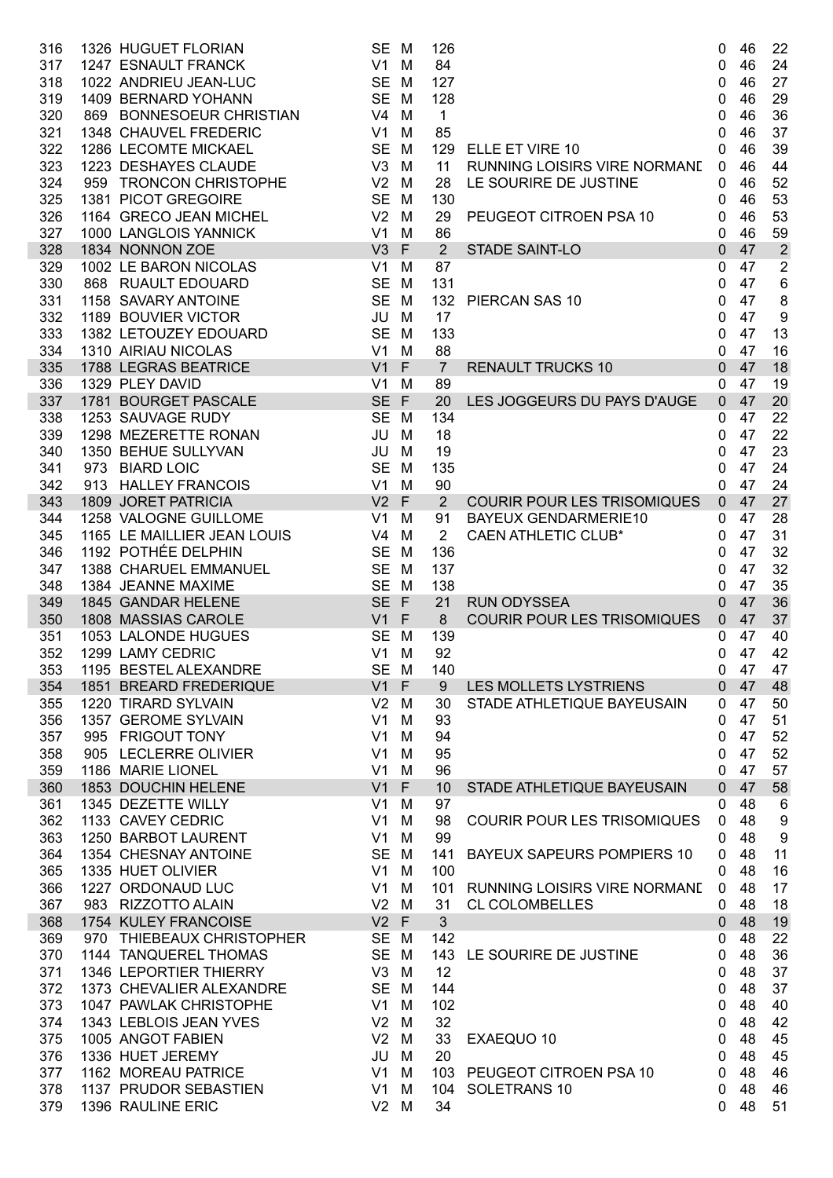| | | | | | | | | | |
|---|---|---|---|---|---|---|---|---|---|
| 316 | 1326 | HUGUET FLORIAN | SE | M | 126 | | 0 | 46 | 22 |
| 317 | 1247 | ESNAULT FRANCK | V1 | M | 84 | | 0 | 46 | 24 |
| 318 | 1022 | ANDRIEU JEAN-LUC | SE | M | 127 | | 0 | 46 | 27 |
| 319 | 1409 | BERNARD YOHANN | SE | M | 128 | | 0 | 46 | 29 |
| 320 | 869 | BONNESOEUR CHRISTIAN | V4 | M | 1 | | 0 | 46 | 36 |
| 321 | 1348 | CHAUVEL FREDERIC | V1 | M | 85 | | 0 | 46 | 37 |
| 322 | 1286 | LECOMTE MICKAEL | SE | M | 129 | ELLE ET VIRE 10 | 0 | 46 | 39 |
| 323 | 1223 | DESHAYES CLAUDE | V3 | M | 11 | RUNNING LOISIRS VIRE NORMANI | 0 | 46 | 44 |
| 324 | 959 | TRONCON CHRISTOPHE | V2 | M | 28 | LE SOURIRE DE JUSTINE | 0 | 46 | 52 |
| 325 | 1381 | PICOT GREGOIRE | SE | M | 130 | | 0 | 46 | 53 |
| 326 | 1164 | GRECO JEAN MICHEL | V2 | M | 29 | PEUGEOT CITROEN PSA 10 | 0 | 46 | 53 |
| 327 | 1000 | LANGLOIS YANNICK | V1 | M | 86 | | 0 | 46 | 59 |
| 328 | 1834 | NONNON ZOE | V3 | F | 2 | STADE SAINT-LO | 0 | 47 | 2 |
| 329 | 1002 | LE BARON NICOLAS | V1 | M | 87 | | 0 | 47 | 2 |
| 330 | 868 | RUAULT EDOUARD | SE | M | 131 | | 0 | 47 | 6 |
| 331 | 1158 | SAVARY ANTOINE | SE | M | 132 | PIERCAN SAS 10 | 0 | 47 | 8 |
| 332 | 1189 | BOUVIER VICTOR | JU | M | 17 | | 0 | 47 | 9 |
| 333 | 1382 | LETOUZEY EDOUARD | SE | M | 133 | | 0 | 47 | 13 |
| 334 | 1310 | AIRIAU NICOLAS | V1 | M | 88 | | 0 | 47 | 16 |
| 335 | 1788 | LEGRAS BEATRICE | V1 | F | 7 | RENAULT TRUCKS 10 | 0 | 47 | 18 |
| 336 | 1329 | PLEY DAVID | V1 | M | 89 | | 0 | 47 | 19 |
| 337 | 1781 | BOURGET PASCALE | SE | F | 20 | LES JOGGEURS DU PAYS D'AUGE | 0 | 47 | 20 |
| 338 | 1253 | SAUVAGE RUDY | SE | M | 134 | | 0 | 47 | 22 |
| 339 | 1298 | MEZERETTE RONAN | JU | M | 18 | | 0 | 47 | 22 |
| 340 | 1350 | BEHUE SULLYVAN | JU | M | 19 | | 0 | 47 | 23 |
| 341 | 973 | BIARD LOIC | SE | M | 135 | | 0 | 47 | 24 |
| 342 | 913 | HALLEY FRANCOIS | V1 | M | 90 | | 0 | 47 | 24 |
| 343 | 1809 | JORET PATRICIA | V2 | F | 2 | COURIR POUR LES TRISOMIQUES | 0 | 47 | 27 |
| 344 | 1258 | VALOGNE GUILLOME | V1 | M | 91 | BAYEUX GENDARMERIE10 | 0 | 47 | 28 |
| 345 | 1165 | LE MAILLIER JEAN LOUIS | V4 | M | 2 | CAEN ATHLETIC CLUB* | 0 | 47 | 31 |
| 346 | 1192 | POTHÉE DELPHIN | SE | M | 136 | | 0 | 47 | 32 |
| 347 | 1388 | CHARUEL EMMANUEL | SE | M | 137 | | 0 | 47 | 32 |
| 348 | 1384 | JEANNE MAXIME | SE | M | 138 | | 0 | 47 | 35 |
| 349 | 1845 | GANDAR HELENE | SE | F | 21 | RUN ODYSSEA | 0 | 47 | 36 |
| 350 | 1808 | MASSIAS CAROLE | V1 | F | 8 | COURIR POUR LES TRISOMIQUES | 0 | 47 | 37 |
| 351 | 1053 | LALONDE HUGUES | SE | M | 139 | | 0 | 47 | 40 |
| 352 | 1299 | LAMY CEDRIC | V1 | M | 92 | | 0 | 47 | 42 |
| 353 | 1195 | BESTEL ALEXANDRE | SE | M | 140 | | 0 | 47 | 47 |
| 354 | 1851 | BREARD FREDERIQUE | V1 | F | 9 | LES MOLLETS LYSTRIENS | 0 | 47 | 48 |
| 355 | 1220 | TIRARD SYLVAIN | V2 | M | 30 | STADE ATHLETIQUE BAYEUSAIN | 0 | 47 | 50 |
| 356 | 1357 | GEROME SYLVAIN | V1 | M | 93 | | 0 | 47 | 51 |
| 357 | 995 | FRIGOUT TONY | V1 | M | 94 | | 0 | 47 | 52 |
| 358 | 905 | LECLERRE OLIVIER | V1 | M | 95 | | 0 | 47 | 52 |
| 359 | 1186 | MARIE LIONEL | V1 | M | 96 | | 0 | 47 | 57 |
| 360 | 1853 | DOUCHIN HELENE | V1 | F | 10 | STADE ATHLETIQUE BAYEUSAIN | 0 | 47 | 58 |
| 361 | 1345 | DEZETTE WILLY | V1 | M | 97 | | 0 | 48 | 6 |
| 362 | 1133 | CAVEY CEDRIC | V1 | M | 98 | COURIR POUR LES TRISOMIQUES | 0 | 48 | 9 |
| 363 | 1250 | BARBOT LAURENT | V1 | M | 99 | | 0 | 48 | 9 |
| 364 | 1354 | CHESNAY ANTOINE | SE | M | 141 | BAYEUX SAPEURS POMPIERS 10 | 0 | 48 | 11 |
| 365 | 1335 | HUET OLIVIER | V1 | M | 100 | | 0 | 48 | 16 |
| 366 | 1227 | ORDONAUD LUC | V1 | M | 101 | RUNNING LOISIRS VIRE NORMANI | 0 | 48 | 17 |
| 367 | 983 | RIZZOTTO ALAIN | V2 | M | 31 | CL COLOMBELLES | 0 | 48 | 18 |
| 368 | 1754 | KULEY FRANCOISE | V2 | F | 3 | | 0 | 48 | 19 |
| 369 | 970 | THIEBEAUX CHRISTOPHER | SE | M | 142 | | 0 | 48 | 22 |
| 370 | 1144 | TANQUEREL THOMAS | SE | M | 143 | LE SOURIRE DE JUSTINE | 0 | 48 | 36 |
| 371 | 1346 | LEPORTIER THIERRY | V3 | M | 12 | | 0 | 48 | 37 |
| 372 | 1373 | CHEVALIER ALEXANDRE | SE | M | 144 | | 0 | 48 | 37 |
| 373 | 1047 | PAWLAK CHRISTOPHE | V1 | M | 102 | | 0 | 48 | 40 |
| 374 | 1343 | LEBLOIS JEAN YVES | V2 | M | 32 | | 0 | 48 | 42 |
| 375 | 1005 | ANGOT FABIEN | V2 | M | 33 | EXAEQUO 10 | 0 | 48 | 45 |
| 376 | 1336 | HUET JEREMY | JU | M | 20 | | 0 | 48 | 45 |
| 377 | 1162 | MOREAU PATRICE | V1 | M | 103 | PEUGEOT CITROEN PSA 10 | 0 | 48 | 46 |
| 378 | 1137 | PRUDOR SEBASTIEN | V1 | M | 104 | SOLETRANS 10 | 0 | 48 | 46 |
| 379 | 1396 | RAULINE ERIC | V2 | M | 34 | | 0 | 48 | 51 |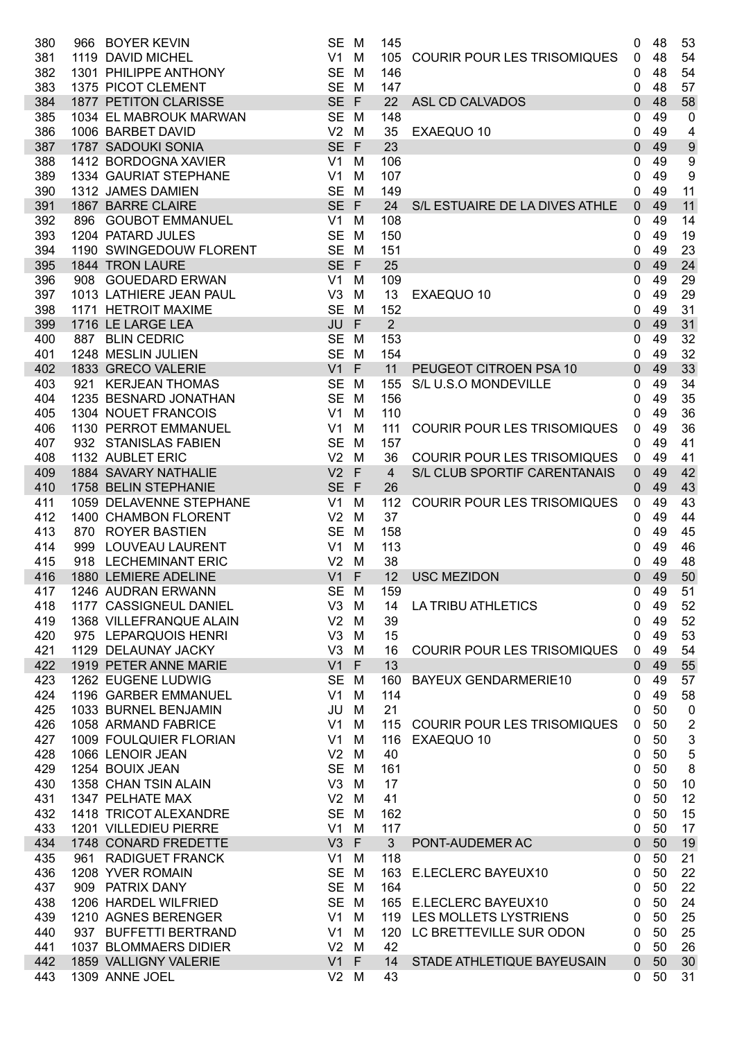| | | | | | | | | | |
|---|---|---|---|---|---|---|---|---|---|
| 380 | 966 | BOYER KEVIN | SE | M | 145 | | 0 | 48 | 53 |
| 381 | 1119 | DAVID MICHEL | V1 | M | 105 | COURIR POUR LES TRISOMIQUES | 0 | 48 | 54 |
| 382 | 1301 | PHILIPPE ANTHONY | SE | M | 146 | | 0 | 48 | 54 |
| 383 | 1375 | PICOT CLEMENT | SE | M | 147 | | 0 | 48 | 57 |
| 384 | 1877 | PETITON CLARISSE | SE | F | 22 | ASL CD CALVADOS | 0 | 48 | 58 |
| 385 | 1034 | EL MABROUK MARWAN | SE | M | 148 | | 0 | 49 | 0 |
| 386 | 1006 | BARBET DAVID | V2 | M | 35 | EXAEQUO 10 | 0 | 49 | 4 |
| 387 | 1787 | SADOUKI SONIA | SE | F | 23 | | 0 | 49 | 9 |
| 388 | 1412 | BORDOGNA XAVIER | V1 | M | 106 | | 0 | 49 | 9 |
| 389 | 1334 | GAURIAT STEPHANE | V1 | M | 107 | | 0 | 49 | 9 |
| 390 | 1312 | JAMES DAMIEN | SE | M | 149 | | 0 | 49 | 11 |
| 391 | 1867 | BARRE CLAIRE | SE | F | 24 | S/L ESTUAIRE DE LA DIVES ATHLE | 0 | 49 | 11 |
| 392 | 896 | GOUBOT EMMANUEL | V1 | M | 108 | | 0 | 49 | 14 |
| 393 | 1204 | PATARD JULES | SE | M | 150 | | 0 | 49 | 19 |
| 394 | 1190 | SWINGEDOUW FLORENT | SE | M | 151 | | 0 | 49 | 23 |
| 395 | 1844 | TRON LAURE | SE | F | 25 | | 0 | 49 | 24 |
| 396 | 908 | GOUEDARD ERWAN | V1 | M | 109 | | 0 | 49 | 29 |
| 397 | 1013 | LATHIERE JEAN PAUL | V3 | M | 13 | EXAEQUO 10 | 0 | 49 | 29 |
| 398 | 1171 | HETROIT MAXIME | SE | M | 152 | | 0 | 49 | 31 |
| 399 | 1716 | LE LARGE LEA | JU | F | 2 | | 0 | 49 | 31 |
| 400 | 887 | BLIN CEDRIC | SE | M | 153 | | 0 | 49 | 32 |
| 401 | 1248 | MESLIN JULIEN | SE | M | 154 | | 0 | 49 | 32 |
| 402 | 1833 | GRECO VALERIE | V1 | F | 11 | PEUGEOT CITROEN PSA 10 | 0 | 49 | 33 |
| 403 | 921 | KERJEAN THOMAS | SE | M | 155 | S/L U.S.O MONDEVILLE | 0 | 49 | 34 |
| 404 | 1235 | BESNARD JONATHAN | SE | M | 156 | | 0 | 49 | 35 |
| 405 | 1304 | NOUET FRANCOIS | V1 | M | 110 | | 0 | 49 | 36 |
| 406 | 1130 | PERROT EMMANUEL | V1 | M | 111 | COURIR POUR LES TRISOMIQUES | 0 | 49 | 36 |
| 407 | 932 | STANISLAS FABIEN | SE | M | 157 | | 0 | 49 | 41 |
| 408 | 1132 | AUBLET ERIC | V2 | M | 36 | COURIR POUR LES TRISOMIQUES | 0 | 49 | 41 |
| 409 | 1884 | SAVARY NATHALIE | V2 | F | 4 | S/L CLUB SPORTIF CARENTANAIS | 0 | 49 | 42 |
| 410 | 1758 | BELIN STEPHANIE | SE | F | 26 | | 0 | 49 | 43 |
| 411 | 1059 | DELAVENNE STEPHANE | V1 | M | 112 | COURIR POUR LES TRISOMIQUES | 0 | 49 | 43 |
| 412 | 1400 | CHAMBON FLORENT | V2 | M | 37 | | 0 | 49 | 44 |
| 413 | 870 | ROYER BASTIEN | SE | M | 158 | | 0 | 49 | 45 |
| 414 | 999 | LOUVEAU LAURENT | V1 | M | 113 | | 0 | 49 | 46 |
| 415 | 918 | LECHEMINANT ERIC | V2 | M | 38 | | 0 | 49 | 48 |
| 416 | 1880 | LEMIERE ADELINE | V1 | F | 12 | USC MEZIDON | 0 | 49 | 50 |
| 417 | 1246 | AUDRAN ERWANN | SE | M | 159 | | 0 | 49 | 51 |
| 418 | 1177 | CASSIGNEUL DANIEL | V3 | M | 14 | LA TRIBU ATHLETICS | 0 | 49 | 52 |
| 419 | 1368 | VILLEFRANQUE ALAIN | V2 | M | 39 | | 0 | 49 | 52 |
| 420 | 975 | LEPARQUOIS HENRI | V3 | M | 15 | | 0 | 49 | 53 |
| 421 | 1129 | DELAUNAY JACKY | V3 | M | 16 | COURIR POUR LES TRISOMIQUES | 0 | 49 | 54 |
| 422 | 1919 | PETER ANNE MARIE | V1 | F | 13 | | 0 | 49 | 55 |
| 423 | 1262 | EUGENE LUDWIG | SE | M | 160 | BAYEUX GENDARMERIE10 | 0 | 49 | 57 |
| 424 | 1196 | GARBER EMMANUEL | V1 | M | 114 | | 0 | 49 | 58 |
| 425 | 1033 | BURNEL BENJAMIN | JU | M | 21 | | 0 | 50 | 0 |
| 426 | 1058 | ARMAND FABRICE | V1 | M | 115 | COURIR POUR LES TRISOMIQUES | 0 | 50 | 2 |
| 427 | 1009 | FOULQUIER FLORIAN | V1 | M | 116 | EXAEQUO 10 | 0 | 50 | 3 |
| 428 | 1066 | LENOIR JEAN | V2 | M | 40 | | 0 | 50 | 5 |
| 429 | 1254 | BOUIX JEAN | SE | M | 161 | | 0 | 50 | 8 |
| 430 | 1358 | CHAN TSIN ALAIN | V3 | M | 17 | | 0 | 50 | 10 |
| 431 | 1347 | PELHATE MAX | V2 | M | 41 | | 0 | 50 | 12 |
| 432 | 1418 | TRICOT ALEXANDRE | SE | M | 162 | | 0 | 50 | 15 |
| 433 | 1201 | VILLEDIEU PIERRE | V1 | M | 117 | | 0 | 50 | 17 |
| 434 | 1748 | CONARD FREDETTE | V3 | F | 3 | PONT-AUDEMER AC | 0 | 50 | 19 |
| 435 | 961 | RADIGUET FRANCK | V1 | M | 118 | | 0 | 50 | 21 |
| 436 | 1208 | YVER ROMAIN | SE | M | 163 | E.LECLERC BAYEUX10 | 0 | 50 | 22 |
| 437 | 909 | PATRIX DANY | SE | M | 164 | | 0 | 50 | 22 |
| 438 | 1206 | HARDEL WILFRIED | SE | M | 165 | E.LECLERC BAYEUX10 | 0 | 50 | 24 |
| 439 | 1210 | AGNES BERENGER | V1 | M | 119 | LES MOLLETS LYSTRIENS | 0 | 50 | 25 |
| 440 | 937 | BUFFETTI BERTRAND | V1 | M | 120 | LC BRETTEVILLE SUR ODON | 0 | 50 | 25 |
| 441 | 1037 | BLOMMAERS DIDIER | V2 | M | 42 | | 0 | 50 | 26 |
| 442 | 1859 | VALLIGNY VALERIE | V1 | F | 14 | STADE ATHLETIQUE BAYEUSAIN | 0 | 50 | 30 |
| 443 | 1309 | ANNE JOEL | V2 | M | 43 | | 0 | 50 | 31 |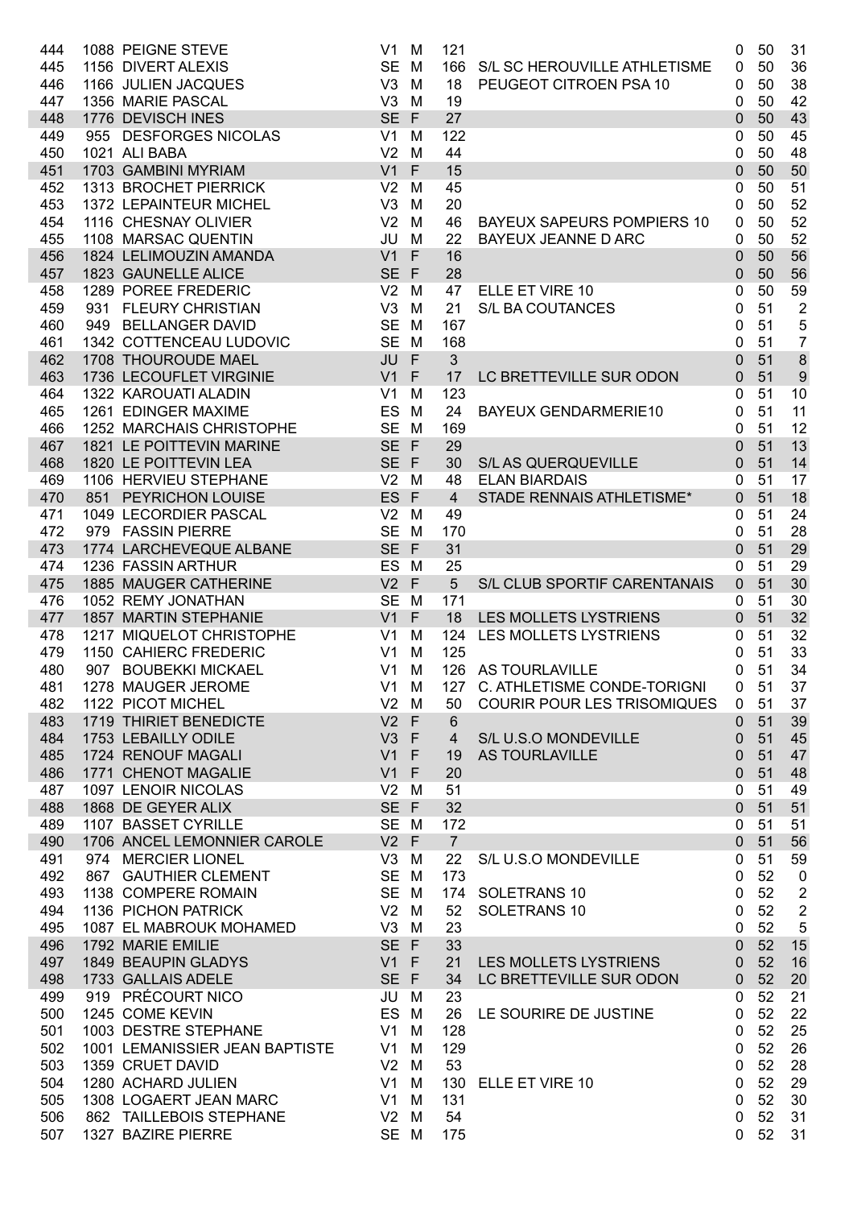| | | | | | | | | | |
|---|---|---|---|---|---|---|---|---|---|
| 444 | 1088 | PEIGNE STEVE | V1 | M | 121 | | 0 | 50 | 31 |
| 445 | 1156 | DIVERT ALEXIS | SE | M | 166 | S/L SC HEROUVILLE ATHLETISME | 0 | 50 | 36 |
| 446 | 1166 | JULIEN JACQUES | V3 | M | 18 | PEUGEOT CITROEN PSA 10 | 0 | 50 | 38 |
| 447 | 1356 | MARIE PASCAL | V3 | M | 19 | | 0 | 50 | 42 |
| 448 | 1776 | DEVISCH INES | SE | F | 27 | | 0 | 50 | 43 |
| 449 | 955 | DESFORGES NICOLAS | V1 | M | 122 | | 0 | 50 | 45 |
| 450 | 1021 | ALI BABA | V2 | M | 44 | | 0 | 50 | 48 |
| 451 | 1703 | GAMBINI MYRIAM | V1 | F | 15 | | 0 | 50 | 50 |
| 452 | 1313 | BROCHET PIERRICK | V2 | M | 45 | | 0 | 50 | 51 |
| 453 | 1372 | LEPAINTEUR MICHEL | V3 | M | 20 | | 0 | 50 | 52 |
| 454 | 1116 | CHESNAY OLIVIER | V2 | M | 46 | BAYEUX SAPEURS POMPIERS 10 | 0 | 50 | 52 |
| 455 | 1108 | MARSAC QUENTIN | JU | M | 22 | BAYEUX JEANNE D ARC | 0 | 50 | 52 |
| 456 | 1824 | LELIMOUZIN AMANDA | V1 | F | 16 | | 0 | 50 | 56 |
| 457 | 1823 | GAUNELLE ALICE | SE | F | 28 | | 0 | 50 | 56 |
| 458 | 1289 | POREE FREDERIC | V2 | M | 47 | ELLE ET VIRE 10 | 0 | 50 | 59 |
| 459 | 931 | FLEURY CHRISTIAN | V3 | M | 21 | S/L BA COUTANCES | 0 | 51 | 2 |
| 460 | 949 | BELLANGER DAVID | SE | M | 167 | | 0 | 51 | 5 |
| 461 | 1342 | COTTENCEAU LUDOVIC | SE | M | 168 | | 0 | 51 | 7 |
| 462 | 1708 | THOUROUDE MAEL | JU | F | 3 | | 0 | 51 | 8 |
| 463 | 1736 | LECOUFLET VIRGINIE | V1 | F | 17 | LC BRETTEVILLE SUR ODON | 0 | 51 | 9 |
| 464 | 1322 | KAROUATI ALADIN | V1 | M | 123 | | 0 | 51 | 10 |
| 465 | 1261 | EDINGER MAXIME | ES | M | 24 | BAYEUX GENDARMERIE10 | 0 | 51 | 11 |
| 466 | 1252 | MARCHAIS CHRISTOPHE | SE | M | 169 | | 0 | 51 | 12 |
| 467 | 1821 | LE POITTEVIN MARINE | SE | F | 29 | | 0 | 51 | 13 |
| 468 | 1820 | LE POITTEVIN LEA | SE | F | 30 | S/L AS QUERQUEVILLE | 0 | 51 | 14 |
| 469 | 1106 | HERVIEU STEPHANE | V2 | M | 48 | ELAN BIARDAIS | 0 | 51 | 17 |
| 470 | 851 | PEYRICHON LOUISE | ES | F | 4 | STADE RENNAIS ATHLETISME* | 0 | 51 | 18 |
| 471 | 1049 | LECORDIER PASCAL | V2 | M | 49 | | 0 | 51 | 24 |
| 472 | 979 | FASSIN PIERRE | SE | M | 170 | | 0 | 51 | 28 |
| 473 | 1774 | LARCHEVEQUE ALBANE | SE | F | 31 | | 0 | 51 | 29 |
| 474 | 1236 | FASSIN ARTHUR | ES | M | 25 | | 0 | 51 | 29 |
| 475 | 1885 | MAUGER CATHERINE | V2 | F | 5 | S/L CLUB SPORTIF CARENTANAIS | 0 | 51 | 30 |
| 476 | 1052 | REMY JONATHAN | SE | M | 171 | | 0 | 51 | 30 |
| 477 | 1857 | MARTIN STEPHANIE | V1 | F | 18 | LES MOLLETS LYSTRIENS | 0 | 51 | 32 |
| 478 | 1217 | MIQUELOT CHRISTOPHE | V1 | M | 124 | LES MOLLETS LYSTRIENS | 0 | 51 | 32 |
| 479 | 1150 | CAHIERC FREDERIC | V1 | M | 125 | | 0 | 51 | 33 |
| 480 | 907 | BOUBEKKI MICKAEL | V1 | M | 126 | AS TOURLAVILLE | 0 | 51 | 34 |
| 481 | 1278 | MAUGER JEROME | V1 | M | 127 | C. ATHLETISME CONDE-TORIGNI | 0 | 51 | 37 |
| 482 | 1122 | PICOT MICHEL | V2 | M | 50 | COURIR POUR LES TRISOMIQUES | 0 | 51 | 37 |
| 483 | 1719 | THIRIET BENEDICTE | V2 | F | 6 | | 0 | 51 | 39 |
| 484 | 1753 | LEBAILLY ODILE | V3 | F | 4 | S/L U.S.O MONDEVILLE | 0 | 51 | 45 |
| 485 | 1724 | RENOUF MAGALI | V1 | F | 19 | AS TOURLAVILLE | 0 | 51 | 47 |
| 486 | 1771 | CHENOT MAGALIE | V1 | F | 20 | | 0 | 51 | 48 |
| 487 | 1097 | LENOIR NICOLAS | V2 | M | 51 | | 0 | 51 | 49 |
| 488 | 1868 | DE GEYER ALIX | SE | F | 32 | | 0 | 51 | 51 |
| 489 | 1107 | BASSET CYRILLE | SE | M | 172 | | 0 | 51 | 51 |
| 490 | 1706 | ANCEL LEMONNIER CAROLE | V2 | F | 7 | | 0 | 51 | 56 |
| 491 | 974 | MERCIER LIONEL | V3 | M | 22 | S/L U.S.O MONDEVILLE | 0 | 51 | 59 |
| 492 | 867 | GAUTHIER CLEMENT | SE | M | 173 | | 0 | 52 | 0 |
| 493 | 1138 | COMPERE ROMAIN | SE | M | 174 | SOLETRANS 10 | 0 | 52 | 2 |
| 494 | 1136 | PICHON PATRICK | V2 | M | 52 | SOLETRANS 10 | 0 | 52 | 2 |
| 495 | 1087 | EL MABROUK MOHAMED | V3 | M | 23 | | 0 | 52 | 5 |
| 496 | 1792 | MARIE EMILIE | SE | F | 33 | | 0 | 52 | 15 |
| 497 | 1849 | BEAUPIN GLADYS | V1 | F | 21 | LES MOLLETS LYSTRIENS | 0 | 52 | 16 |
| 498 | 1733 | GALLAIS ADELE | SE | F | 34 | LC BRETTEVILLE SUR ODON | 0 | 52 | 20 |
| 499 | 919 | PRÉCOURT NICO | JU | M | 23 | | 0 | 52 | 21 |
| 500 | 1245 | COME KEVIN | ES | M | 26 | LE SOURIRE DE JUSTINE | 0 | 52 | 22 |
| 501 | 1003 | DESTRE STEPHANE | V1 | M | 128 | | 0 | 52 | 25 |
| 502 | 1001 | LEMANISSIER JEAN BAPTISTE | V1 | M | 129 | | 0 | 52 | 26 |
| 503 | 1359 | CRUET DAVID | V2 | M | 53 | | 0 | 52 | 28 |
| 504 | 1280 | ACHARD JULIEN | V1 | M | 130 | ELLE ET VIRE 10 | 0 | 52 | 29 |
| 505 | 1308 | LOGAERT JEAN MARC | V1 | M | 131 | | 0 | 52 | 30 |
| 506 | 862 | TAILLEBOIS STEPHANE | V2 | M | 54 | | 0 | 52 | 31 |
| 507 | 1327 | BAZIRE PIERRE | SE | M | 175 | | 0 | 52 | 31 |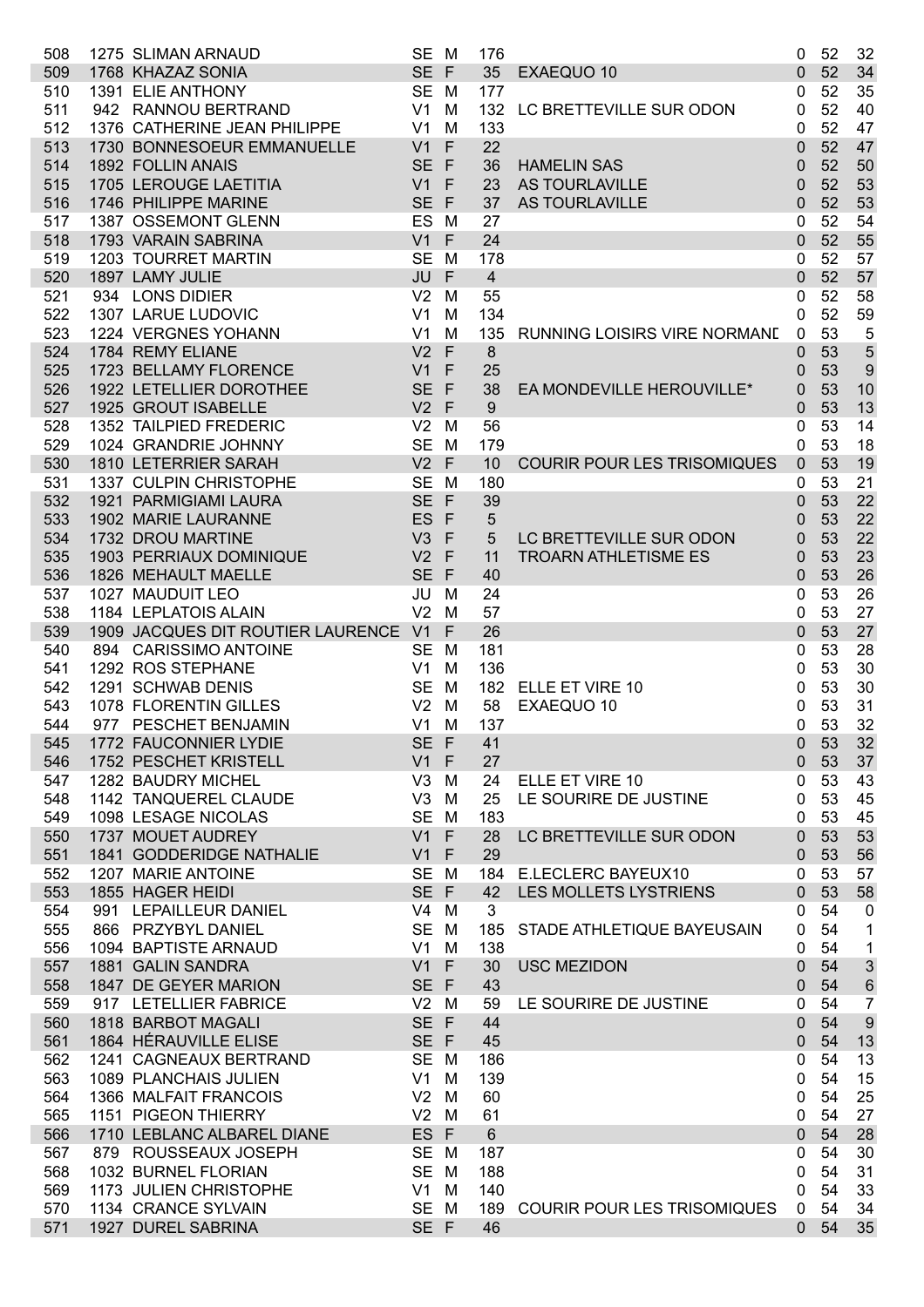| 508 | 1275 | SLIMAN ARNAUD | SE | M | 176 | | 0 | 52 | 32 |
|---|---|---|---|---|---|---|---|---|---|
| 509 | 1768 | KHAZAZ SONIA | SE | F | 35 | EXAEQUO 10 | 0 | 52 | 34 |
| 510 | 1391 | ELIE ANTHONY | SE | M | 177 | | 0 | 52 | 35 |
| 511 | 942 | RANNOU BERTRAND | V1 | M | 132 | LC BRETTEVILLE SUR ODON | 0 | 52 | 40 |
| 512 | 1376 | CATHERINE JEAN PHILIPPE | V1 | M | 133 | | 0 | 52 | 47 |
| 513 | 1730 | BONNESOEUR EMMANUELLE | V1 | F | 22 | | 0 | 52 | 47 |
| 514 | 1892 | FOLLIN ANAIS | SE | F | 36 | HAMELIN SAS | 0 | 52 | 50 |
| 515 | 1705 | LEROUGE LAETITIA | V1 | F | 23 | AS TOURLAVILLE | 0 | 52 | 53 |
| 516 | 1746 | PHILIPPE MARINE | SE | F | 37 | AS TOURLAVILLE | 0 | 52 | 53 |
| 517 | 1387 | OSSEMONT GLENN | ES | M | 27 | | 0 | 52 | 54 |
| 518 | 1793 | VARAIN SABRINA | V1 | F | 24 | | 0 | 52 | 55 |
| 519 | 1203 | TOURRET MARTIN | SE | M | 178 | | 0 | 52 | 57 |
| 520 | 1897 | LAMY JULIE | JU | F | 4 | | 0 | 52 | 57 |
| 521 | 934 | LONS DIDIER | V2 | M | 55 | | 0 | 52 | 58 |
| 522 | 1307 | LARUE LUDOVIC | V1 | M | 134 | | 0 | 52 | 59 |
| 523 | 1224 | VERGNES YOHANN | V1 | M | 135 | RUNNING LOISIRS VIRE NORMANI | 0 | 53 | 5 |
| 524 | 1784 | REMY ELIANE | V2 | F | 8 | | 0 | 53 | 5 |
| 525 | 1723 | BELLAMY FLORENCE | V1 | F | 25 | | 0 | 53 | 9 |
| 526 | 1922 | LETELLIER DOROTHEE | SE | F | 38 | EA MONDEVILLE HEROUVILLE* | 0 | 53 | 10 |
| 527 | 1925 | GROUT ISABELLE | V2 | F | 9 | | 0 | 53 | 13 |
| 528 | 1352 | TAILPIED FREDERIC | V2 | M | 56 | | 0 | 53 | 14 |
| 529 | 1024 | GRANDRIE JOHNNY | SE | M | 179 | | 0 | 53 | 18 |
| 530 | 1810 | LETERRIER SARAH | V2 | F | 10 | COURIR POUR LES TRISOMIQUES | 0 | 53 | 19 |
| 531 | 1337 | CULPIN CHRISTOPHE | SE | M | 180 | | 0 | 53 | 21 |
| 532 | 1921 | PARMIGIAMI LAURA | SE | F | 39 | | 0 | 53 | 22 |
| 533 | 1902 | MARIE LAURANNE | ES | F | 5 | | 0 | 53 | 22 |
| 534 | 1732 | DROU MARTINE | V3 | F | 5 | LC BRETTEVILLE SUR ODON | 0 | 53 | 22 |
| 535 | 1903 | PERRIAUX DOMINIQUE | V2 | F | 11 | TROARN ATHLETISME ES | 0 | 53 | 23 |
| 536 | 1826 | MEHAULT MAELLE | SE | F | 40 | | 0 | 53 | 26 |
| 537 | 1027 | MAUDUIT LEO | JU | M | 24 | | 0 | 53 | 26 |
| 538 | 1184 | LEPLATOIS ALAIN | V2 | M | 57 | | 0 | 53 | 27 |
| 539 | 1909 | JACQUES DIT ROUTIER LAURENCE | V1 | F | 26 | | 0 | 53 | 27 |
| 540 | 894 | CARISSIMO ANTOINE | SE | M | 181 | | 0 | 53 | 28 |
| 541 | 1292 | ROS STEPHANE | V1 | M | 136 | | 0 | 53 | 30 |
| 542 | 1291 | SCHWAB DENIS | SE | M | 182 | ELLE ET VIRE 10 | 0 | 53 | 30 |
| 543 | 1078 | FLORENTIN GILLES | V2 | M | 58 | EXAEQUO 10 | 0 | 53 | 31 |
| 544 | 977 | PESCHET BENJAMIN | V1 | M | 137 | | 0 | 53 | 32 |
| 545 | 1772 | FAUCONNIER LYDIE | SE | F | 41 | | 0 | 53 | 32 |
| 546 | 1752 | PESCHET KRISTELL | V1 | F | 27 | | 0 | 53 | 37 |
| 547 | 1282 | BAUDRY MICHEL | V3 | M | 24 | ELLE ET VIRE 10 | 0 | 53 | 43 |
| 548 | 1142 | TANQUEREL CLAUDE | V3 | M | 25 | LE SOURIRE DE JUSTINE | 0 | 53 | 45 |
| 549 | 1098 | LESAGE NICOLAS | SE | M | 183 | | 0 | 53 | 45 |
| 550 | 1737 | MOUET AUDREY | V1 | F | 28 | LC BRETTEVILLE SUR ODON | 0 | 53 | 53 |
| 551 | 1841 | GODDERIDGE NATHALIE | V1 | F | 29 | | 0 | 53 | 56 |
| 552 | 1207 | MARIE ANTOINE | SE | M | 184 | E.LECLERC BAYEUX10 | 0 | 53 | 57 |
| 553 | 1855 | HAGER HEIDI | SE | F | 42 | LES MOLLETS LYSTRIENS | 0 | 53 | 58 |
| 554 | 991 | LEPAILLEUR DANIEL | V4 | M | 3 | | 0 | 54 | 0 |
| 555 | 866 | PRZYBYL DANIEL | SE | M | 185 | STADE ATHLETIQUE BAYEUSAIN | 0 | 54 | 1 |
| 556 | 1094 | BAPTISTE ARNAUD | V1 | M | 138 | | 0 | 54 | 1 |
| 557 | 1881 | GALIN SANDRA | V1 | F | 30 | USC MEZIDON | 0 | 54 | 3 |
| 558 | 1847 | DE GEYER MARION | SE | F | 43 | | 0 | 54 | 6 |
| 559 | 917 | LETELLIER FABRICE | V2 | M | 59 | LE SOURIRE DE JUSTINE | 0 | 54 | 7 |
| 560 | 1818 | BARBOT MAGALI | SE | F | 44 | | 0 | 54 | 9 |
| 561 | 1864 | HÉRAUVILLE ELISE | SE | F | 45 | | 0 | 54 | 13 |
| 562 | 1241 | CAGNEAUX BERTRAND | SE | M | 186 | | 0 | 54 | 13 |
| 563 | 1089 | PLANCHAIS JULIEN | V1 | M | 139 | | 0 | 54 | 15 |
| 564 | 1366 | MALFAIT FRANCOIS | V2 | M | 60 | | 0 | 54 | 25 |
| 565 | 1151 | PIGEON THIERRY | V2 | M | 61 | | 0 | 54 | 27 |
| 566 | 1710 | LEBLANC ALBAREL DIANE | ES | F | 6 | | 0 | 54 | 28 |
| 567 | 879 | ROUSSEAUX JOSEPH | SE | M | 187 | | 0 | 54 | 30 |
| 568 | 1032 | BURNEL FLORIAN | SE | M | 188 | | 0 | 54 | 31 |
| 569 | 1173 | JULIEN CHRISTOPHE | V1 | M | 140 | | 0 | 54 | 33 |
| 570 | 1134 | CRANCE SYLVAIN | SE | M | 189 | COURIR POUR LES TRISOMIQUES | 0 | 54 | 34 |
| 571 | 1927 | DUREL SABRINA | SE | F | 46 | | 0 | 54 | 35 |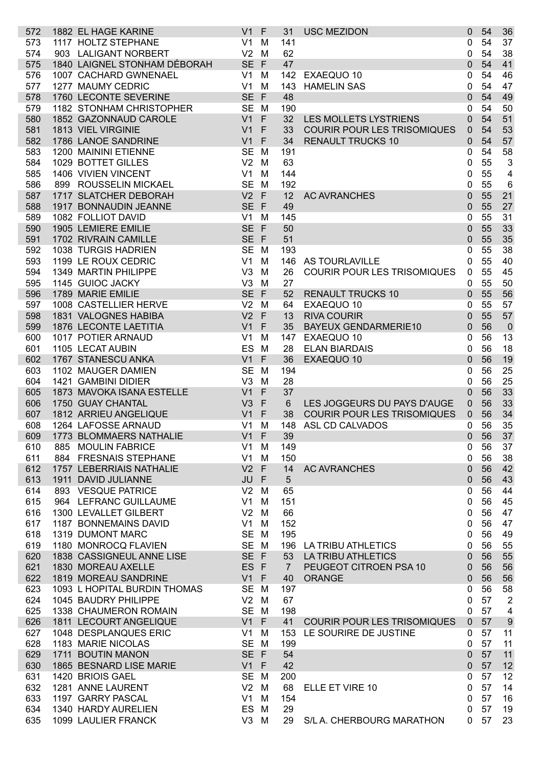| | | | | | | | | | |
|---|---|---|---|---|---|---|---|---|---|
| 572 | 1882 | EL HAGE KARINE | V1 | F | 31 | USC MEZIDON | 0 | 54 | 36 |
| 573 | 1117 | HOLTZ STEPHANE | V1 | M | 141 | | 0 | 54 | 37 |
| 574 | 903 | LALIGANT NORBERT | V2 | M | 62 | | 0 | 54 | 38 |
| 575 | 1840 | LAIGNEL STONHAM DÉBORAH | SE | F | 47 | | 0 | 54 | 41 |
| 576 | 1007 | CACHARD GWNENAEL | V1 | M | 142 | EXAEQUO 10 | 0 | 54 | 46 |
| 577 | 1277 | MAUMY CEDRIC | V1 | M | 143 | HAMELIN SAS | 0 | 54 | 47 |
| 578 | 1760 | LECONTE SEVERINE | SE | F | 48 | | 0 | 54 | 49 |
| 579 | 1182 | STONHAM CHRISTOPHER | SE | M | 190 | | 0 | 54 | 50 |
| 580 | 1852 | GAZONNAUD CAROLE | V1 | F | 32 | LES MOLLETS LYSTRIENS | 0 | 54 | 51 |
| 581 | 1813 | VIEL VIRGINIE | V1 | F | 33 | COURIR POUR LES TRISOMIQUES | 0 | 54 | 53 |
| 582 | 1786 | LANOE SANDRINE | V1 | F | 34 | RENAULT TRUCKS 10 | 0 | 54 | 57 |
| 583 | 1200 | MAININI ETIENNE | SE | M | 191 | | 0 | 54 | 58 |
| 584 | 1029 | BOTTET GILLES | V2 | M | 63 | | 0 | 55 | 3 |
| 585 | 1406 | VIVIEN VINCENT | V1 | M | 144 | | 0 | 55 | 4 |
| 586 | 899 | ROUSSELIN MICKAEL | SE | M | 192 | | 0 | 55 | 6 |
| 587 | 1717 | SLATCHER DEBORAH | V2 | F | 12 | AC AVRANCHES | 0 | 55 | 21 |
| 588 | 1917 | BONNAUDIN JEANNE | SE | F | 49 | | 0 | 55 | 27 |
| 589 | 1082 | FOLLIOT DAVID | V1 | M | 145 | | 0 | 55 | 31 |
| 590 | 1905 | LEMIERE EMILIE | SE | F | 50 | | 0 | 55 | 33 |
| 591 | 1702 | RIVRAIN CAMILLE | SE | F | 51 | | 0 | 55 | 35 |
| 592 | 1038 | TURGIS HADRIEN | SE | M | 193 | | 0 | 55 | 38 |
| 593 | 1199 | LE ROUX CEDRIC | V1 | M | 146 | AS TOURLAVILLE | 0 | 55 | 40 |
| 594 | 1349 | MARTIN PHILIPPE | V3 | M | 26 | COURIR POUR LES TRISOMIQUES | 0 | 55 | 45 |
| 595 | 1145 | GUIOC JACKY | V3 | M | 27 | | 0 | 55 | 50 |
| 596 | 1789 | MARIE EMILIE | SE | F | 52 | RENAULT TRUCKS 10 | 0 | 55 | 56 |
| 597 | 1008 | CASTELLIER HERVE | V2 | M | 64 | EXAEQUO 10 | 0 | 55 | 57 |
| 598 | 1831 | VALOGNES HABIBA | V2 | F | 13 | RIVA COURIR | 0 | 55 | 57 |
| 599 | 1876 | LECONTE LAETITIA | V1 | F | 35 | BAYEUX GENDARMERIE10 | 0 | 56 | 0 |
| 600 | 1017 | POTIER ARNAUD | V1 | M | 147 | EXAEQUO 10 | 0 | 56 | 13 |
| 601 | 1105 | LECAT AUBIN | ES | M | 28 | ELAN BIARDAIS | 0 | 56 | 18 |
| 602 | 1767 | STANESCU ANKA | V1 | F | 36 | EXAEQUO 10 | 0 | 56 | 19 |
| 603 | 1102 | MAUGER DAMIEN | SE | M | 194 | | 0 | 56 | 25 |
| 604 | 1421 | GAMBINI DIDIER | V3 | M | 28 | | 0 | 56 | 25 |
| 605 | 1873 | MAVOKA ISANA ESTELLE | V1 | F | 37 | | 0 | 56 | 33 |
| 606 | 1750 | GUAY CHANTAL | V3 | F | 6 | LES JOGGEURS DU PAYS D'AUGE | 0 | 56 | 33 |
| 607 | 1812 | ARRIEU ANGELIQUE | V1 | F | 38 | COURIR POUR LES TRISOMIQUES | 0 | 56 | 34 |
| 608 | 1264 | LAFOSSE ARNAUD | V1 | M | 148 | ASL CD CALVADOS | 0 | 56 | 35 |
| 609 | 1773 | BLOMMAERS NATHALIE | V1 | F | 39 | | 0 | 56 | 37 |
| 610 | 885 | MOULIN FABRICE | V1 | M | 149 | | 0 | 56 | 37 |
| 611 | 884 | FRESNAIS STEPHANE | V1 | M | 150 | | 0 | 56 | 38 |
| 612 | 1757 | LEBERRIAIS NATHALIE | V2 | F | 14 | AC AVRANCHES | 0 | 56 | 42 |
| 613 | 1911 | DAVID JULIANNE | JU | F | 5 | | 0 | 56 | 43 |
| 614 | 893 | VESQUE PATRICE | V2 | M | 65 | | 0 | 56 | 44 |
| 615 | 964 | LEFRANC GUILLAUME | V1 | M | 151 | | 0 | 56 | 45 |
| 616 | 1300 | LEVALLET GILBERT | V2 | M | 66 | | 0 | 56 | 47 |
| 617 | 1187 | BONNEMAINS DAVID | V1 | M | 152 | | 0 | 56 | 47 |
| 618 | 1319 | DUMONT MARC | SE | M | 195 | | 0 | 56 | 49 |
| 619 | 1180 | MONROCQ FLAVIEN | SE | M | 196 | LA TRIBU ATHLETICS | 0 | 56 | 55 |
| 620 | 1838 | CASSIGNEUL ANNE LISE | SE | F | 53 | LA TRIBU ATHLETICS | 0 | 56 | 55 |
| 621 | 1830 | MOREAU AXELLE | ES | F | 7 | PEUGEOT CITROEN PSA 10 | 0 | 56 | 56 |
| 622 | 1819 | MOREAU SANDRINE | V1 | F | 40 | ORANGE | 0 | 56 | 56 |
| 623 | 1093 | L HOPITAL BURDIN THOMAS | SE | M | 197 | | 0 | 56 | 58 |
| 624 | 1045 | BAUDRY PHILIPPE | V2 | M | 67 | | 0 | 57 | 2 |
| 625 | 1338 | CHAUMERON ROMAIN | SE | M | 198 | | 0 | 57 | 4 |
| 626 | 1811 | LECOURT ANGELIQUE | V1 | F | 41 | COURIR POUR LES TRISOMIQUES | 0 | 57 | 9 |
| 627 | 1048 | DESPLANQUES ERIC | V1 | M | 153 | LE SOURIRE DE JUSTINE | 0 | 57 | 11 |
| 628 | 1183 | MARIE NICOLAS | SE | M | 199 | | 0 | 57 | 11 |
| 629 | 1711 | BOUTIN MANON | SE | F | 54 | | 0 | 57 | 11 |
| 630 | 1865 | BESNARD LISE MARIE | V1 | F | 42 | | 0 | 57 | 12 |
| 631 | 1420 | BRIOIS GAEL | SE | M | 200 | | 0 | 57 | 12 |
| 632 | 1281 | ANNE LAURENT | V2 | M | 68 | ELLE ET VIRE 10 | 0 | 57 | 14 |
| 633 | 1197 | GARRY PASCAL | V1 | M | 154 | | 0 | 57 | 16 |
| 634 | 1340 | HARDY AURELIEN | ES | M | 29 | | 0 | 57 | 19 |
| 635 | 1099 | LAULIER FRANCK | V3 | M | 29 | S/L A. CHERBOURG MARATHON | 0 | 57 | 23 |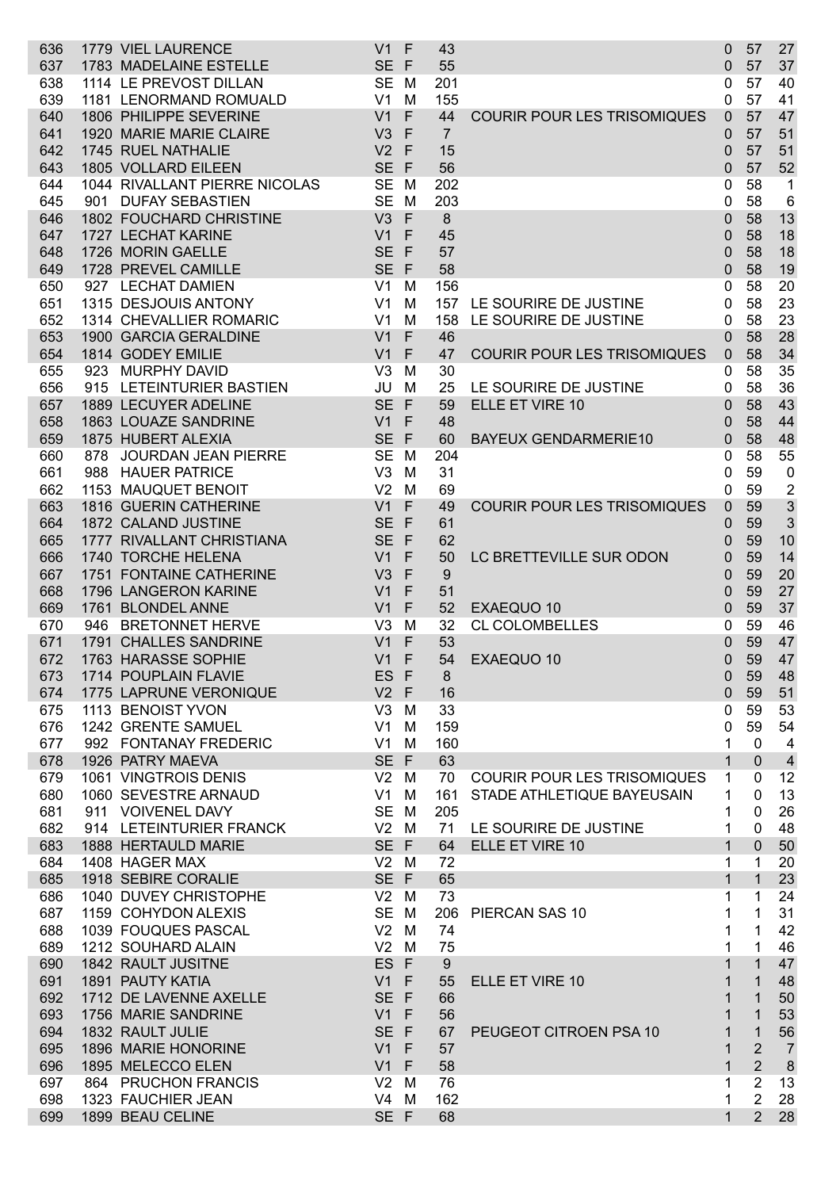| | | | | | | | | | |
|---|---|---|---|---|---|---|---|---|---|
| 636 | 1779 | VIEL LAURENCE | V1 | F | 43 | | 0 | 57 | 27 |
| 637 | 1783 | MADELAINE ESTELLE | SE | F | 55 | | 0 | 57 | 37 |
| 638 | 1114 | LE PREVOST DILLAN | SE | M | 201 | | 0 | 57 | 40 |
| 639 | 1181 | LENORMAND ROMUALD | V1 | M | 155 | | 0 | 57 | 41 |
| 640 | 1806 | PHILIPPE SEVERINE | V1 | F | 44 | COURIR POUR LES TRISOMIQUES | 0 | 57 | 47 |
| 641 | 1920 | MARIE MARIE CLAIRE | V3 | F | 7 | | 0 | 57 | 51 |
| 642 | 1745 | RUEL NATHALIE | V2 | F | 15 | | 0 | 57 | 51 |
| 643 | 1805 | VOLLARD EILEEN | SE | F | 56 | | 0 | 57 | 52 |
| 644 | 1044 | RIVALLANT PIERRE NICOLAS | SE | M | 202 | | 0 | 58 | 1 |
| 645 | 901 | DUFAY SEBASTIEN | SE | M | 203 | | 0 | 58 | 6 |
| 646 | 1802 | FOUCHARD CHRISTINE | V3 | F | 8 | | 0 | 58 | 13 |
| 647 | 1727 | LECHAT KARINE | V1 | F | 45 | | 0 | 58 | 18 |
| 648 | 1726 | MORIN GAELLE | SE | F | 57 | | 0 | 58 | 18 |
| 649 | 1728 | PREVEL CAMILLE | SE | F | 58 | | 0 | 58 | 19 |
| 650 | 927 | LECHAT DAMIEN | V1 | M | 156 | | 0 | 58 | 20 |
| 651 | 1315 | DESJOUIS ANTONY | V1 | M | 157 | LE SOURIRE DE JUSTINE | 0 | 58 | 23 |
| 652 | 1314 | CHEVALLIER ROMARIC | V1 | M | 158 | LE SOURIRE DE JUSTINE | 0 | 58 | 23 |
| 653 | 1900 | GARCIA GERALDINE | V1 | F | 46 | | 0 | 58 | 28 |
| 654 | 1814 | GODEY EMILIE | V1 | F | 47 | COURIR POUR LES TRISOMIQUES | 0 | 58 | 34 |
| 655 | 923 | MURPHY DAVID | V3 | M | 30 | | 0 | 58 | 35 |
| 656 | 915 | LETEINTURIER BASTIEN | JU | M | 25 | LE SOURIRE DE JUSTINE | 0 | 58 | 36 |
| 657 | 1889 | LECUYER ADELINE | SE | F | 59 | ELLE ET VIRE 10 | 0 | 58 | 43 |
| 658 | 1863 | LOUAZE SANDRINE | V1 | F | 48 | | 0 | 58 | 44 |
| 659 | 1875 | HUBERT ALEXIA | SE | F | 60 | BAYEUX GENDARMERIE10 | 0 | 58 | 48 |
| 660 | 878 | JOURDAN JEAN PIERRE | SE | M | 204 | | 0 | 58 | 55 |
| 661 | 988 | HAUER PATRICE | V3 | M | 31 | | 0 | 59 | 0 |
| 662 | 1153 | MAUQUET BENOIT | V2 | M | 69 | | 0 | 59 | 2 |
| 663 | 1816 | GUERIN CATHERINE | V1 | F | 49 | COURIR POUR LES TRISOMIQUES | 0 | 59 | 3 |
| 664 | 1872 | CALAND JUSTINE | SE | F | 61 | | 0 | 59 | 3 |
| 665 | 1777 | RIVALLANT CHRISTIANA | SE | F | 62 | | 0 | 59 | 10 |
| 666 | 1740 | TORCHE HELENA | V1 | F | 50 | LC BRETTEVILLE SUR ODON | 0 | 59 | 14 |
| 667 | 1751 | FONTAINE CATHERINE | V3 | F | 9 | | 0 | 59 | 20 |
| 668 | 1796 | LANGERON KARINE | V1 | F | 51 | | 0 | 59 | 27 |
| 669 | 1761 | BLONDEL ANNE | V1 | F | 52 | EXAEQUO 10 | 0 | 59 | 37 |
| 670 | 946 | BRETONNET HERVE | V3 | M | 32 | CL COLOMBELLES | 0 | 59 | 46 |
| 671 | 1791 | CHALLES SANDRINE | V1 | F | 53 | | 0 | 59 | 47 |
| 672 | 1763 | HARASSE SOPHIE | V1 | F | 54 | EXAEQUO 10 | 0 | 59 | 47 |
| 673 | 1714 | POUPLAIN FLAVIE | ES | F | 8 | | 0 | 59 | 48 |
| 674 | 1775 | LAPRUNE VERONIQUE | V2 | F | 16 | | 0 | 59 | 51 |
| 675 | 1113 | BENOIST YVON | V3 | M | 33 | | 0 | 59 | 53 |
| 676 | 1242 | GRENTE SAMUEL | V1 | M | 159 | | 0 | 59 | 54 |
| 677 | 992 | FONTANAY FREDERIC | V1 | M | 160 | | 1 | 0 | 4 |
| 678 | 1926 | PATRY MAEVA | SE | F | 63 | | 1 | 0 | 4 |
| 679 | 1061 | VINGTROIS DENIS | V2 | M | 70 | COURIR POUR LES TRISOMIQUES | 1 | 0 | 12 |
| 680 | 1060 | SEVESTRE ARNAUD | V1 | M | 161 | STADE ATHLETIQUE BAYEUSAIN | 1 | 0 | 13 |
| 681 | 911 | VOIVENEL DAVY | SE | M | 205 | | 1 | 0 | 26 |
| 682 | 914 | LETEINTURIER FRANCK | V2 | M | 71 | LE SOURIRE DE JUSTINE | 1 | 0 | 48 |
| 683 | 1888 | HERTAULD MARIE | SE | F | 64 | ELLE ET VIRE 10 | 1 | 0 | 50 |
| 684 | 1408 | HAGER MAX | V2 | M | 72 | | 1 | 1 | 20 |
| 685 | 1918 | SEBIRE CORALIE | SE | F | 65 | | 1 | 1 | 23 |
| 686 | 1040 | DUVEY CHRISTOPHE | V2 | M | 73 | | 1 | 1 | 24 |
| 687 | 1159 | COHYDON ALEXIS | SE | M | 206 | PIERCAN SAS 10 | 1 | 1 | 31 |
| 688 | 1039 | FOUQUES PASCAL | V2 | M | 74 | | 1 | 1 | 42 |
| 689 | 1212 | SOUHARD ALAIN | V2 | M | 75 | | 1 | 1 | 46 |
| 690 | 1842 | RAULT JUSITNE | ES | F | 9 | | 1 | 1 | 47 |
| 691 | 1891 | PAUTY KATIA | V1 | F | 55 | ELLE ET VIRE 10 | 1 | 1 | 48 |
| 692 | 1712 | DE LAVENNE AXELLE | SE | F | 66 | | 1 | 1 | 50 |
| 693 | 1756 | MARIE SANDRINE | V1 | F | 56 | | 1 | 1 | 53 |
| 694 | 1832 | RAULT JULIE | SE | F | 67 | PEUGEOT CITROEN PSA 10 | 1 | 1 | 56 |
| 695 | 1896 | MARIE HONORINE | V1 | F | 57 | | 1 | 2 | 7 |
| 696 | 1895 | MELECCO ELEN | V1 | F | 58 | | 1 | 2 | 8 |
| 697 | 864 | PRUCHON FRANCIS | V2 | M | 76 | | 1 | 2 | 13 |
| 698 | 1323 | FAUCHIER JEAN | V4 | M | 162 | | 1 | 2 | 28 |
| 699 | 1899 | BEAU CELINE | SE | F | 68 | | 1 | 2 | 28 |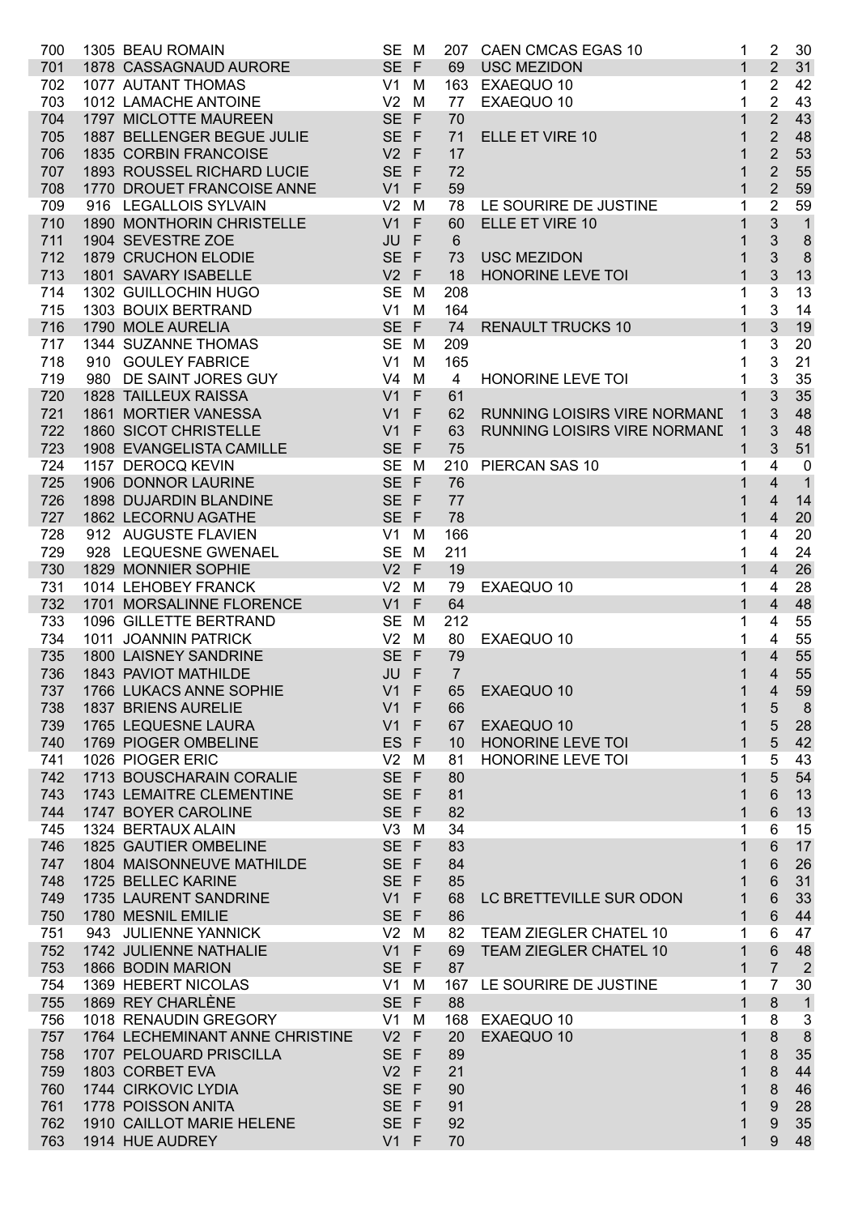| | | | | | | | | | |
|---|---|---|---|---|---|---|---|---|---|
| 700 | 1305 | BEAU ROMAIN | SE | M | 207 | CAEN CMCAS EGAS 10 | 1 | 2 | 30 |
| 701 | 1878 | CASSAGNAUD AURORE | SE | F | 69 | USC MEZIDON | 1 | 2 | 31 |
| 702 | 1077 | AUTANT THOMAS | V1 | M | 163 | EXAEQUO 10 | 1 | 2 | 42 |
| 703 | 1012 | LAMACHE ANTOINE | V2 | M | 77 | EXAEQUO 10 | 1 | 2 | 43 |
| 704 | 1797 | MICLOTTE MAUREEN | SE | F | 70 | | 1 | 2 | 43 |
| 705 | 1887 | BELLENGER BEGUE JULIE | SE | F | 71 | ELLE ET VIRE 10 | 1 | 2 | 48 |
| 706 | 1835 | CORBIN FRANCOISE | V2 | F | 17 | | 1 | 2 | 53 |
| 707 | 1893 | ROUSSEL RICHARD LUCIE | SE | F | 72 | | 1 | 2 | 55 |
| 708 | 1770 | DROUET FRANCOISE ANNE | V1 | F | 59 | | 1 | 2 | 59 |
| 709 | 916 | LEGALLOIS SYLVAIN | V2 | M | 78 | LE SOURIRE DE JUSTINE | 1 | 2 | 59 |
| 710 | 1890 | MONTHORIN CHRISTELLE | V1 | F | 60 | ELLE ET VIRE 10 | 1 | 3 | 1 |
| 711 | 1904 | SEVESTRE ZOE | JU | F | 6 | | 1 | 3 | 8 |
| 712 | 1879 | CRUCHON ELODIE | SE | F | 73 | USC MEZIDON | 1 | 3 | 8 |
| 713 | 1801 | SAVARY ISABELLE | V2 | F | 18 | HONORINE LEVE TOI | 1 | 3 | 13 |
| 714 | 1302 | GUILLOCHIN HUGO | SE | M | 208 | | 1 | 3 | 13 |
| 715 | 1303 | BOUIX BERTRAND | V1 | M | 164 | | 1 | 3 | 14 |
| 716 | 1790 | MOLE AURELIA | SE | F | 74 | RENAULT TRUCKS 10 | 1 | 3 | 19 |
| 717 | 1344 | SUZANNE THOMAS | SE | M | 209 | | 1 | 3 | 20 |
| 718 | 910 | GOULEY FABRICE | V1 | M | 165 | | 1 | 3 | 21 |
| 719 | 980 | DE SAINT JORES GUY | V4 | M | 4 | HONORINE LEVE TOI | 1 | 3 | 35 |
| 720 | 1828 | TAILLEUX RAISSA | V1 | F | 61 | | 1 | 3 | 35 |
| 721 | 1861 | MORTIER VANESSA | V1 | F | 62 | RUNNING LOISIRS VIRE NORMANE | 1 | 3 | 48 |
| 722 | 1860 | SICOT CHRISTELLE | V1 | F | 63 | RUNNING LOISIRS VIRE NORMANE | 1 | 3 | 48 |
| 723 | 1908 | EVANGELISTA CAMILLE | SE | F | 75 | | 1 | 3 | 51 |
| 724 | 1157 | DEROCQ KEVIN | SE | M | 210 | PIERCAN SAS 10 | 1 | 4 | 0 |
| 725 | 1906 | DONNOR LAURINE | SE | F | 76 | | 1 | 4 | 1 |
| 726 | 1898 | DUJARDIN BLANDINE | SE | F | 77 | | 1 | 4 | 14 |
| 727 | 1862 | LECORNU AGATHE | SE | F | 78 | | 1 | 4 | 20 |
| 728 | 912 | AUGUSTE FLAVIEN | V1 | M | 166 | | 1 | 4 | 20 |
| 729 | 928 | LEQUESNE GWENAEL | SE | M | 211 | | 1 | 4 | 24 |
| 730 | 1829 | MONNIER SOPHIE | V2 | F | 19 | | 1 | 4 | 26 |
| 731 | 1014 | LEHOBEY FRANCK | V2 | M | 79 | EXAEQUO 10 | 1 | 4 | 28 |
| 732 | 1701 | MORSALINNE FLORENCE | V1 | F | 64 | | 1 | 4 | 48 |
| 733 | 1096 | GILLETTE BERTRAND | SE | M | 212 | | 1 | 4 | 55 |
| 734 | 1011 | JOANNIN PATRICK | V2 | M | 80 | EXAEQUO 10 | 1 | 4 | 55 |
| 735 | 1800 | LAISNEY SANDRINE | SE | F | 79 | | 1 | 4 | 55 |
| 736 | 1843 | PAVIOT MATHILDE | JU | F | 7 | | 1 | 4 | 55 |
| 737 | 1766 | LUKACS ANNE SOPHIE | V1 | F | 65 | EXAEQUO 10 | 1 | 4 | 59 |
| 738 | 1837 | BRIENS AURELIE | V1 | F | 66 | | 1 | 5 | 8 |
| 739 | 1765 | LEQUESNE LAURA | V1 | F | 67 | EXAEQUO 10 | 1 | 5 | 28 |
| 740 | 1769 | PIOGER OMBELINE | ES | F | 10 | HONORINE LEVE TOI | 1 | 5 | 42 |
| 741 | 1026 | PIOGER ERIC | V2 | M | 81 | HONORINE LEVE TOI | 1 | 5 | 43 |
| 742 | 1713 | BOUSCHARAIN CORALIE | SE | F | 80 | | 1 | 5 | 54 |
| 743 | 1743 | LEMAITRE CLEMENTINE | SE | F | 81 | | 1 | 6 | 13 |
| 744 | 1747 | BOYER CAROLINE | SE | F | 82 | | 1 | 6 | 13 |
| 745 | 1324 | BERTAUX ALAIN | V3 | M | 34 | | 1 | 6 | 15 |
| 746 | 1825 | GAUTIER OMBELINE | SE | F | 83 | | 1 | 6 | 17 |
| 747 | 1804 | MAISONNEUVE MATHILDE | SE | F | 84 | | 1 | 6 | 26 |
| 748 | 1725 | BELLEC KARINE | SE | F | 85 | | 1 | 6 | 31 |
| 749 | 1735 | LAURENT SANDRINE | V1 | F | 68 | LC BRETTEVILLE SUR ODON | 1 | 6 | 33 |
| 750 | 1780 | MESNIL EMILIE | SE | F | 86 | | 1 | 6 | 44 |
| 751 | 943 | JULIENNE YANNICK | V2 | M | 82 | TEAM ZIEGLER CHATEL 10 | 1 | 6 | 47 |
| 752 | 1742 | JULIENNE NATHALIE | V1 | F | 69 | TEAM ZIEGLER CHATEL 10 | 1 | 6 | 48 |
| 753 | 1866 | BODIN MARION | SE | F | 87 | | 1 | 7 | 2 |
| 754 | 1369 | HEBERT NICOLAS | V1 | M | 167 | LE SOURIRE DE JUSTINE | 1 | 7 | 30 |
| 755 | 1869 | REY CHARLÈNE | SE | F | 88 | | 1 | 8 | 1 |
| 756 | 1018 | RENAUDIN GREGORY | V1 | M | 168 | EXAEQUO 10 | 1 | 8 | 3 |
| 757 | 1764 | LECHEMINANT ANNE CHRISTINE | V2 | F | 20 | EXAEQUO 10 | 1 | 8 | 8 |
| 758 | 1707 | PELOUARD PRISCILLA | SE | F | 89 | | 1 | 8 | 35 |
| 759 | 1803 | CORBET EVA | V2 | F | 21 | | 1 | 8 | 44 |
| 760 | 1744 | CIRKOVIC LYDIA | SE | F | 90 | | 1 | 8 | 46 |
| 761 | 1778 | POISSON ANITA | SE | F | 91 | | 1 | 9 | 28 |
| 762 | 1910 | CAILLOT MARIE HELENE | SE | F | 92 | | 1 | 9 | 35 |
| 763 | 1914 | HUE AUDREY | V1 | F | 70 | | 1 | 9 | 48 |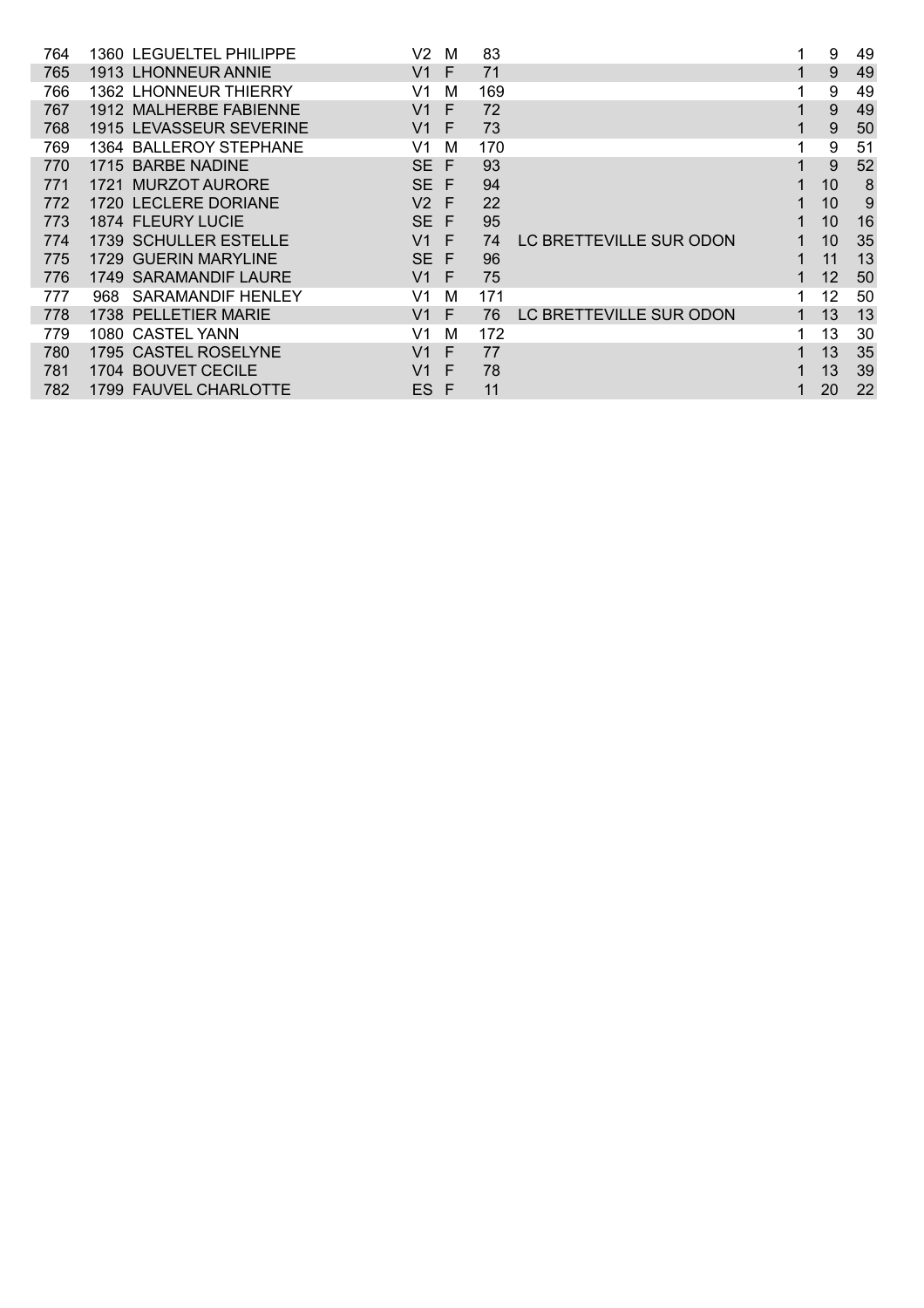| | | | | | | | | | |
|---|---|---|---|---|---|---|---|---|---|
| 764 | 1360 | LEGUELTEL PHILIPPE | V2 | M | 83 | | 1 | 9 | 49 |
| 765 | 1913 | LHONNEUR ANNIE | V1 | F | 71 | | 1 | 9 | 49 |
| 766 | 1362 | LHONNEUR THIERRY | V1 | M | 169 | | 1 | 9 | 49 |
| 767 | 1912 | MALHERBE FABIENNE | V1 | F | 72 | | 1 | 9 | 49 |
| 768 | 1915 | LEVASSEUR SEVERINE | V1 | F | 73 | | 1 | 9 | 50 |
| 769 | 1364 | BALLEROY STEPHANE | V1 | M | 170 | | 1 | 9 | 51 |
| 770 | 1715 | BARBE NADINE | SE | F | 93 | | 1 | 9 | 52 |
| 771 | 1721 | MURZOT AURORE | SE | F | 94 | | 1 | 10 | 8 |
| 772 | 1720 | LECLERE DORIANE | V2 | F | 22 | | 1 | 10 | 9 |
| 773 | 1874 | FLEURY LUCIE | SE | F | 95 | | 1 | 10 | 16 |
| 774 | 1739 | SCHULLER ESTELLE | V1 | F | 74 | LC BRETTEVILLE SUR ODON | 1 | 10 | 35 |
| 775 | 1729 | GUERIN MARYLINE | SE | F | 96 | | 1 | 11 | 13 |
| 776 | 1749 | SARAMANDIF LAURE | V1 | F | 75 | | 1 | 12 | 50 |
| 777 | 968 | SARAMANDIF HENLEY | V1 | M | 171 | | 1 | 12 | 50 |
| 778 | 1738 | PELLETIER MARIE | V1 | F | 76 | LC BRETTEVILLE SUR ODON | 1 | 13 | 13 |
| 779 | 1080 | CASTEL YANN | V1 | M | 172 | | 1 | 13 | 30 |
| 780 | 1795 | CASTEL ROSELYNE | V1 | F | 77 | | 1 | 13 | 35 |
| 781 | 1704 | BOUVET CECILE | V1 | F | 78 | | 1 | 13 | 39 |
| 782 | 1799 | FAUVEL CHARLOTTE | ES | F | 11 | | 1 | 20 | 22 |